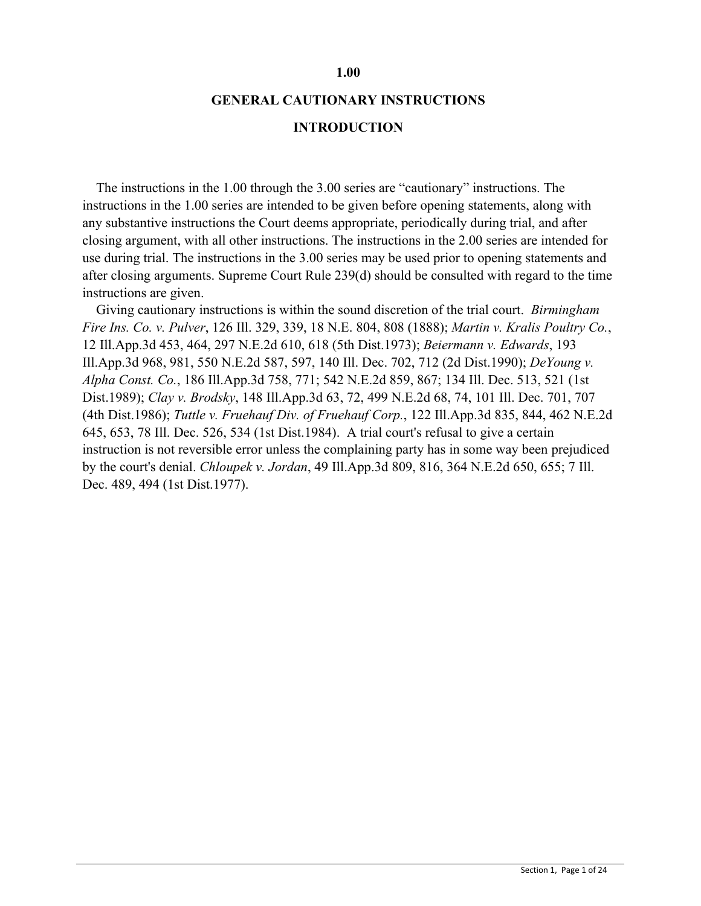# 1.00

## GENERAL CAUTIONARY INSTRUCTIONS

## INTRODUCTION

The instructions in the 1.00 through the 3.00 series are "cautionary" instructions. The instructions in the 1.00 series are intended to be given before opening statements, along with any substantive instructions the Court deems appropriate, periodically during trial, and after closing argument, with all other instructions. The instructions in the 2.00 series are intended for use during trial. The instructions in the 3.00 series may be used prior to opening statements and after closing arguments. Supreme Court Rule 239(d) should be consulted with regard to the time instructions are given.

Giving cautionary instructions is within the sound discretion of the trial court. *Birmingham Fire Ins. Co. v. Pulver*, 126 Ill. 329, 339, 18 N.E. 804, 808 (1888); *Martin v. Kralis Poultry Co.*, 12 Ill.App.3d 453, 464, 297 N.E.2d 610, 618 (5th Dist.1973); *Beiermann v. Edwards*, 193 Ill.App.3d 968, 981, 550 N.E.2d 587, 597, 140 Ill. Dec. 702, 712 (2d Dist.1990); *DeYoung v. Alpha Const. Co.*, 186 Ill.App.3d 758, 771; 542 N.E.2d 859, 867; 134 Ill. Dec. 513, 521 (1st Dist.1989); *Clay v. Brodsky*, 148 Ill.App.3d 63, 72, 499 N.E.2d 68, 74, 101 Ill. Dec. 701, 707 (4th Dist.1986); *Tuttle v. Fruehauf Div. of Fruehauf Corp.*, 122 Ill.App.3d 835, 844, 462 N.E.2d 645, 653, 78 Ill. Dec. 526, 534 (1st Dist.1984). A trial court's refusal to give a certain instruction is not reversible error unless the complaining party has in some way been prejudiced by the court's denial. *Chloupek v. Jordan*, 49 Ill.App.3d 809, 816, 364 N.E.2d 650, 655; 7 Ill. Dec. 489, 494 (1st Dist.1977).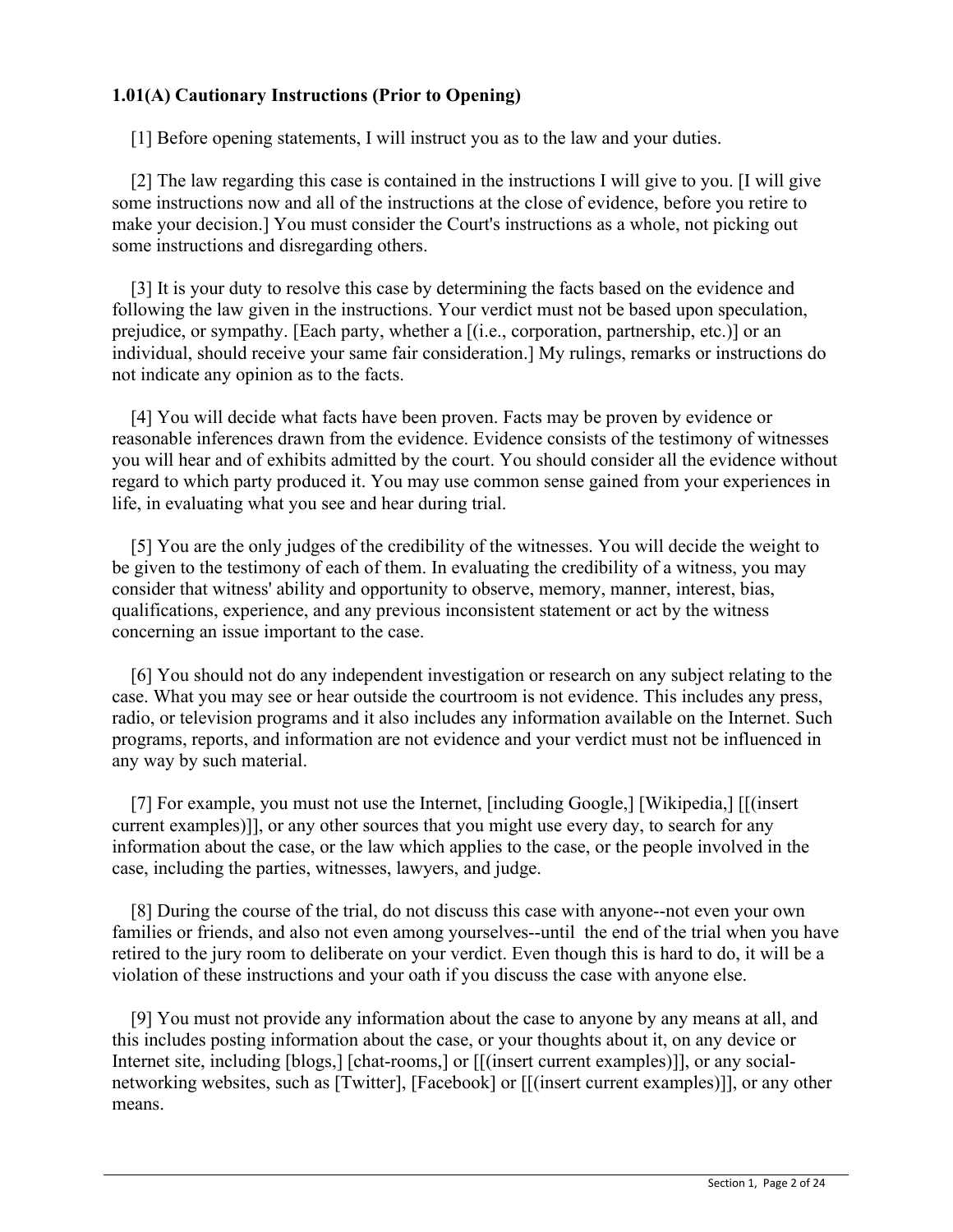**1.01(A) Cautionary Instructions (Prior to Opening)**

[1] Before opening statements, I will instruct you as to the law and your duties.

[2] The law regarding this case is contained in the instructions I will give to you. [I will give some instructions now and all of the instructions at the close of evidence, before you retire to make your decision.] You must consider the Court's instructions as a whole, not picking out some instructions and disregarding others.

[3] It is your duty to resolve this case by determining the facts based on the evidence and following the law given in the instructions. Your verdict must not be based upon speculation, prejudice, or sympathy. [Each party, whether a [(i.e., corporation, partnership, etc.)] or an individual, should receive your same fair consideration.] My rulings, remarks or instructions do not indicate any opinion as to the facts.

[4] You will decide what facts have been proven. Facts may be proven by evidence or reasonable inferences drawn from the evidence. Evidence consists of the testimony of witnesses you will hear and of exhibits admitted by the court. You should consider all the evidence without regard to which party produced it. You may use common sense gained from your experiences in life, in evaluating what you see and hear during trial.

[5] You are the only judges of the credibility of the witnesses. You will decide the weight to be given to the testimony of each of them. In evaluating the credibility of a witness, you may consider that witness' ability and opportunity to observe, memory, manner, interest, bias, qualifications, experience, and any previous inconsistent statement or act by the witness concerning an issue important to the case.

[6] You should not do any independent investigation or research on any subject relating to the case. What you may see or hear outside the courtroom is not evidence. This includes any press, radio, or television programs and it also includes any information available on the Internet. Such programs, reports, and information are not evidence and your verdict must not be influenced in any way by such material.

[7] For example, you must not use the Internet, [including Google,] [Wikipedia,] [[(insert current examples)]], or any other sources that you might use every day, to search for any information about the case, or the law which applies to the case, or the people involved in the case, including the parties, witnesses, lawyers, and judge.

[8] During the course of the trial, do not discuss this case with anyone--not even your own families or friends, and also not even among yourselves--until the end of the trial when you have retired to the jury room to deliberate on your verdict. Even though this is hard to do, it will be a violation of these instructions and your oath if you discuss the case with anyone else.

[9] You must not provide any information about the case to anyone by any means at all, and this includes posting information about the case, or your thoughts about it, on any device or Internet site, including [blogs,] [chat-rooms,] or [[(insert current examples)]], or any social-networking websites, such as [Twitter], [Facebook] or [[(insert current examples)]], or any other means.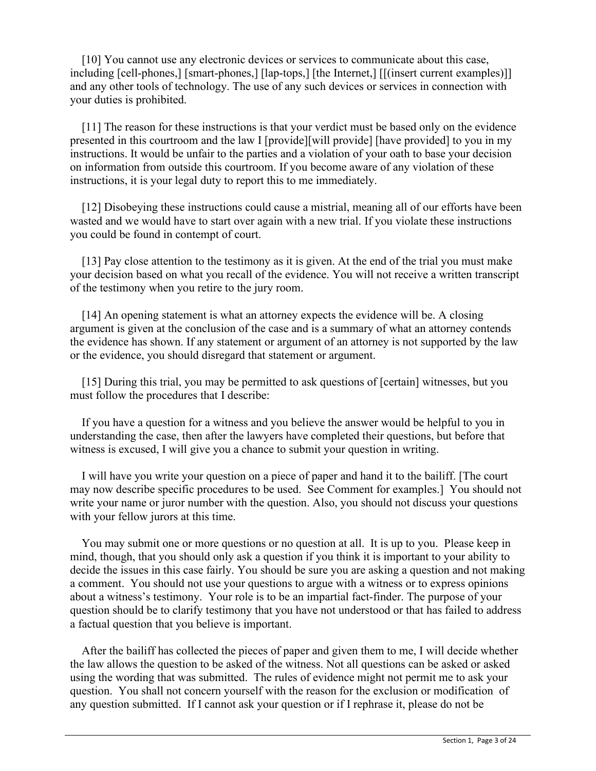[10] You cannot use any electronic devices or services to communicate about this case, including [cell-phones,] [smart-phones,] [lap-tops,] [the Internet,] [[(insert current examples)]] and any other tools of technology. The use of any such devices or services in connection with your duties is prohibited.

[11] The reason for these instructions is that your verdict must be based only on the evidence presented in this courtroom and the law I [provide][will provide] [have provided] to you in my instructions. It would be unfair to the parties and a violation of your oath to base your decision on information from outside this courtroom. If you become aware of any violation of these instructions, it is your legal duty to report this to me immediately.

[12] Disobeying these instructions could cause a mistrial, meaning all of our efforts have been wasted and we would have to start over again with a new trial. If you violate these instructions you could be found in contempt of court.

[13] Pay close attention to the testimony as it is given. At the end of the trial you must make your decision based on what you recall of the evidence. You will not receive a written transcript of the testimony when you retire to the jury room.

[14] An opening statement is what an attorney expects the evidence will be. A closing argument is given at the conclusion of the case and is a summary of what an attorney contends the evidence has shown. If any statement or argument of an attorney is not supported by the law or the evidence, you should disregard that statement or argument.

[15] During this trial, you may be permitted to ask questions of [certain] witnesses, but you must follow the procedures that I describe:

If you have a question for a witness and you believe the answer would be helpful to you in understanding the case, then after the lawyers have completed their questions, but before that witness is excused, I will give you a chance to submit your question in writing.

I will have you write your question on a piece of paper and hand it to the bailiff. [The court may now describe specific procedures to be used. See Comment for examples.] You should not write your name or juror number with the question. Also, you should not discuss your questions with your fellow jurors at this time.

You may submit one or more questions or no question at all. It is up to you. Please keep in mind, though, that you should only ask a question if you think it is important to your ability to decide the issues in this case fairly. You should be sure you are asking a question and not making a comment. You should not use your questions to argue with a witness or to express opinions about a witness's testimony. Your role is to be an impartial fact-finder. The purpose of your question should be to clarify testimony that you have not understood or that has failed to address a factual question that you believe is important.

After the bailiff has collected the pieces of paper and given them to me, I will decide whether the law allows the question to be asked of the witness. Not all questions can be asked or asked using the wording that was submitted. The rules of evidence might not permit me to ask your question. You shall not concern yourself with the reason for the exclusion or modification of any question submitted. If I cannot ask your question or if I rephrase it, please do not be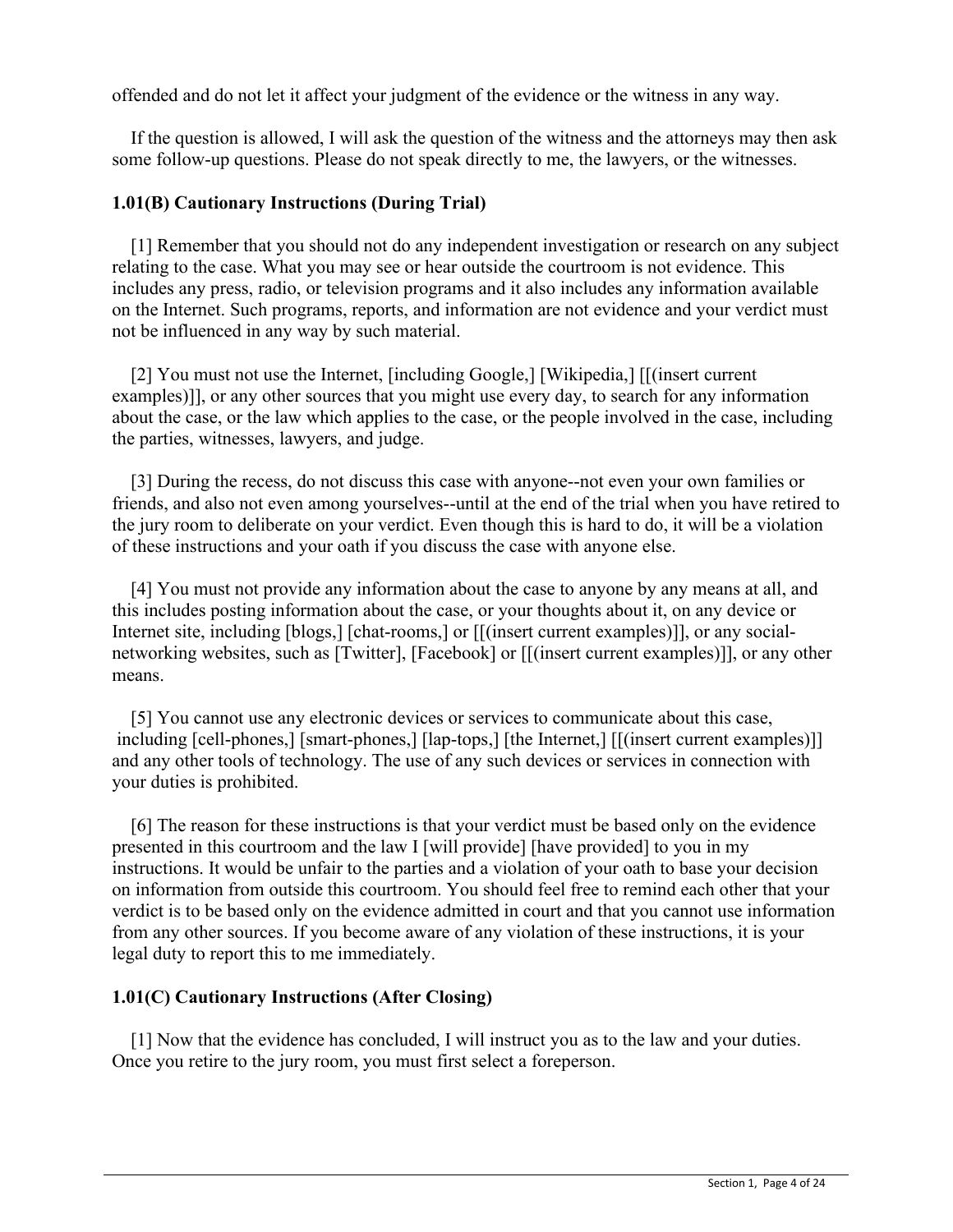offended and do not let it affect your judgment of the evidence or the witness in any way.

If the question is allowed, I will ask the question of the witness and the attorneys may then ask some follow-up questions. Please do not speak directly to me, the lawyers, or the witnesses.

### 1.01(B) Cautionary Instructions (During Trial)

[1] Remember that you should not do any independent investigation or research on any subject relating to the case. What you may see or hear outside the courtroom is not evidence. This includes any press, radio, or television programs and it also includes any information available on the Internet. Such programs, reports, and information are not evidence and your verdict must not be influenced in any way by such material.

[2] You must not use the Internet, [including Google,] [Wikipedia,] [[(insert current examples)]], or any other sources that you might use every day, to search for any information about the case, or the law which applies to the case, or the people involved in the case, including the parties, witnesses, lawyers, and judge.

[3] During the recess, do not discuss this case with anyone--not even your own families or friends, and also not even among yourselves--until at the end of the trial when you have retired to the jury room to deliberate on your verdict. Even though this is hard to do, it will be a violation of these instructions and your oath if you discuss the case with anyone else.

[4] You must not provide any information about the case to anyone by any means at all, and this includes posting information about the case, or your thoughts about it, on any device or Internet site, including [blogs,] [chat-rooms,] or [[(insert current examples)]], or any social-networking websites, such as [Twitter], [Facebook] or [[(insert current examples)]], or any other means.

[5] You cannot use any electronic devices or services to communicate about this case, including [cell-phones,] [smart-phones,] [lap-tops,] [the Internet,] [[(insert current examples)]] and any other tools of technology. The use of any such devices or services in connection with your duties is prohibited.

[6] The reason for these instructions is that your verdict must be based only on the evidence presented in this courtroom and the law I [will provide] [have provided] to you in my instructions. It would be unfair to the parties and a violation of your oath to base your decision on information from outside this courtroom. You should feel free to remind each other that your verdict is to be based only on the evidence admitted in court and that you cannot use information from any other sources. If you become aware of any violation of these instructions, it is your legal duty to report this to me immediately.

### 1.01(C) Cautionary Instructions (After Closing)

[1] Now that the evidence has concluded, I will instruct you as to the law and your duties. Once you retire to the jury room, you must first select a foreperson.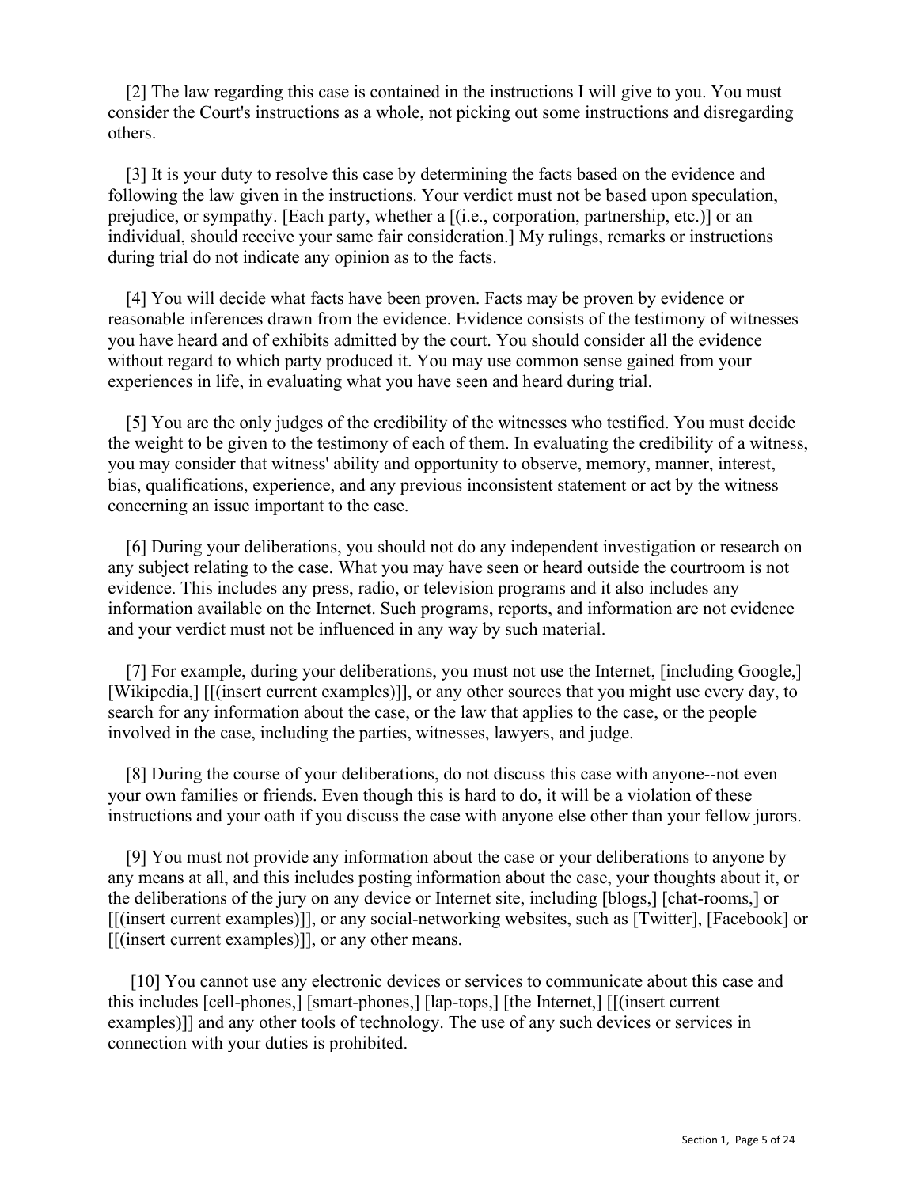[2] The law regarding this case is contained in the instructions I will give to you. You must consider the Court's instructions as a whole, not picking out some instructions and disregarding others.

[3] It is your duty to resolve this case by determining the facts based on the evidence and following the law given in the instructions. Your verdict must not be based upon speculation, prejudice, or sympathy. [Each party, whether a [(i.e., corporation, partnership, etc.)] or an individual, should receive your same fair consideration.] My rulings, remarks or instructions during trial do not indicate any opinion as to the facts.

[4] You will decide what facts have been proven. Facts may be proven by evidence or reasonable inferences drawn from the evidence. Evidence consists of the testimony of witnesses you have heard and of exhibits admitted by the court. You should consider all the evidence without regard to which party produced it. You may use common sense gained from your experiences in life, in evaluating what you have seen and heard during trial.

[5] You are the only judges of the credibility of the witnesses who testified. You must decide the weight to be given to the testimony of each of them. In evaluating the credibility of a witness, you may consider that witness' ability and opportunity to observe, memory, manner, interest, bias, qualifications, experience, and any previous inconsistent statement or act by the witness concerning an issue important to the case.

[6] During your deliberations, you should not do any independent investigation or research on any subject relating to the case. What you may have seen or heard outside the courtroom is not evidence. This includes any press, radio, or television programs and it also includes any information available on the Internet. Such programs, reports, and information are not evidence and your verdict must not be influenced in any way by such material.

[7] For example, during your deliberations, you must not use the Internet, [including Google,] [Wikipedia,] [[(insert current examples)]], or any other sources that you might use every day, to search for any information about the case, or the law that applies to the case, or the people involved in the case, including the parties, witnesses, lawyers, and judge.

[8] During the course of your deliberations, do not discuss this case with anyone--not even your own families or friends. Even though this is hard to do, it will be a violation of these instructions and your oath if you discuss the case with anyone else other than your fellow jurors.

[9] You must not provide any information about the case or your deliberations to anyone by any means at all, and this includes posting information about the case, your thoughts about it, or the deliberations of the jury on any device or Internet site, including [blogs,] [chat-rooms,] or [[(insert current examples)]], or any social-networking websites, such as [Twitter], [Facebook] or [[(insert current examples)]], or any other means.

[10] You cannot use any electronic devices or services to communicate about this case and this includes [cell-phones,] [smart-phones,] [lap-tops,] [the Internet,] [[(insert current examples)]] and any other tools of technology. The use of any such devices or services in connection with your duties is prohibited.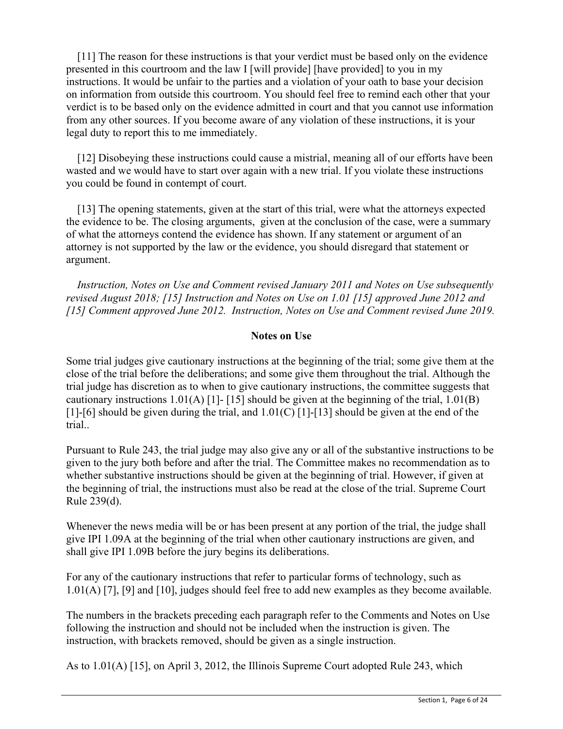[11] The reason for these instructions is that your verdict must be based only on the evidence presented in this courtroom and the law I [will provide] [have provided] to you in my instructions. It would be unfair to the parties and a violation of your oath to base your decision on information from outside this courtroom. You should feel free to remind each other that your verdict is to be based only on the evidence admitted in court and that you cannot use information from any other sources. If you become aware of any violation of these instructions, it is your legal duty to report this to me immediately.

[12] Disobeying these instructions could cause a mistrial, meaning all of our efforts have been wasted and we would have to start over again with a new trial. If you violate these instructions you could be found in contempt of court.

[13] The opening statements, given at the start of this trial, were what the attorneys expected the evidence to be. The closing arguments, given at the conclusion of the case, were a summary of what the attorneys contend the evidence has shown. If any statement or argument of an attorney is not supported by the law or the evidence, you should disregard that statement or argument.

*Instruction, Notes on Use and Comment revised January 2011 and Notes on Use subsequently revised August 2018; [15] Instruction and Notes on Use on 1.01 [15] approved June 2012 and [15] Comment approved June 2012. Instruction, Notes on Use and Comment revised June 2019.*

## Notes on Use

Some trial judges give cautionary instructions at the beginning of the trial; some give them at the close of the trial before the deliberations; and some give them throughout the trial. Although the trial judge has discretion as to when to give cautionary instructions, the committee suggests that cautionary instructions 1.01(A) [1]- [15] should be given at the beginning of the trial, 1.01(B) [1]-[6] should be given during the trial, and 1.01(C) [1]-[13] should be given at the end of the trial..

Pursuant to Rule 243, the trial judge may also give any or all of the substantive instructions to be given to the jury both before and after the trial. The Committee makes no recommendation as to whether substantive instructions should be given at the beginning of trial. However, if given at the beginning of trial, the instructions must also be read at the close of the trial. Supreme Court Rule 239(d).

Whenever the news media will be or has been present at any portion of the trial, the judge shall give IPI 1.09A at the beginning of the trial when other cautionary instructions are given, and shall give IPI 1.09B before the jury begins its deliberations.

For any of the cautionary instructions that refer to particular forms of technology, such as 1.01(A) [7], [9] and [10], judges should feel free to add new examples as they become available.

The numbers in the brackets preceding each paragraph refer to the Comments and Notes on Use following the instruction and should not be included when the instruction is given. The instruction, with brackets removed, should be given as a single instruction.

As to 1.01(A) [15], on April 3, 2012, the Illinois Supreme Court adopted Rule 243, which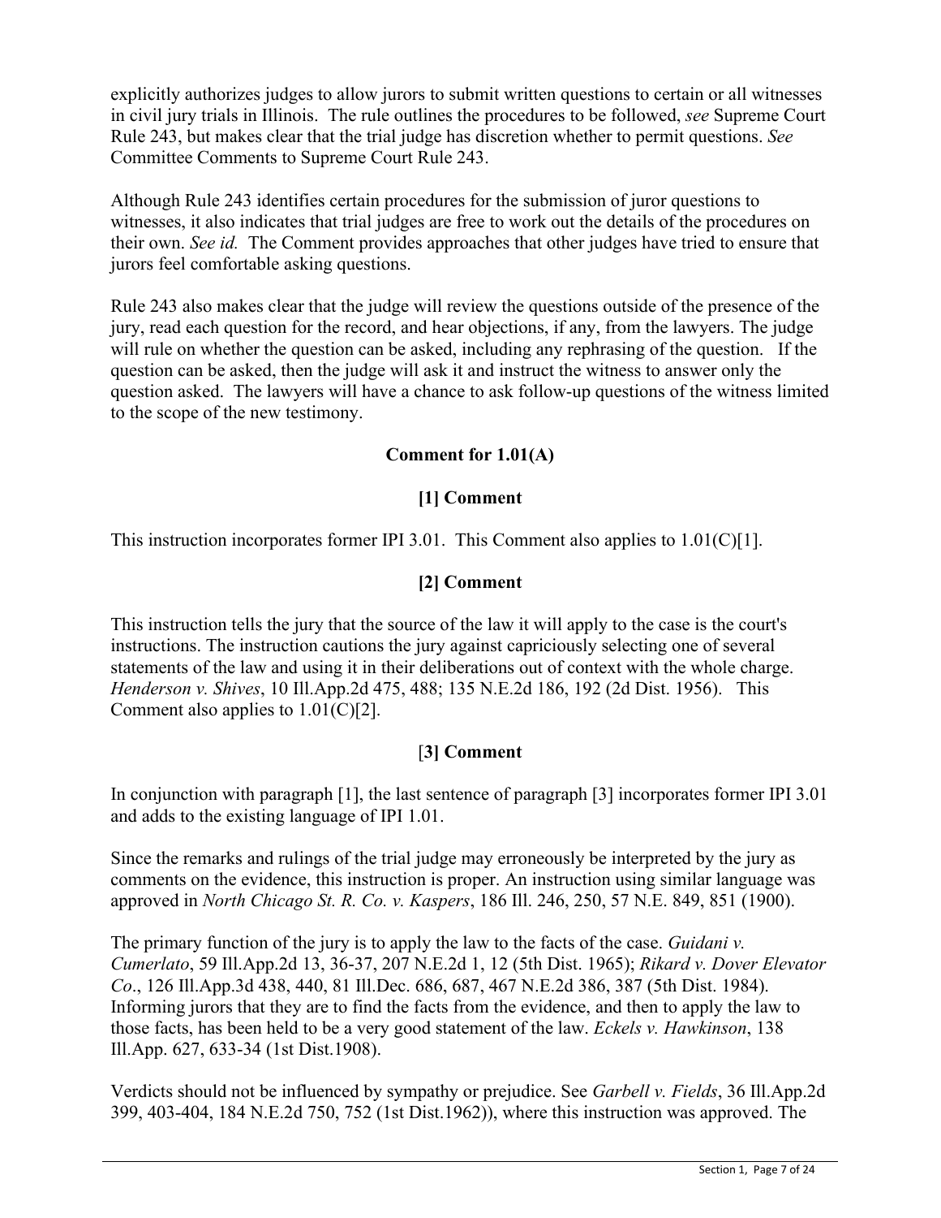explicitly authorizes judges to allow jurors to submit written questions to certain or all witnesses in civil jury trials in Illinois. The rule outlines the procedures to be followed, *see* Supreme Court Rule 243, but makes clear that the trial judge has discretion whether to permit questions. *See* Committee Comments to Supreme Court Rule 243.

Although Rule 243 identifies certain procedures for the submission of juror questions to witnesses, it also indicates that trial judges are free to work out the details of the procedures on their own. *See id.* The Comment provides approaches that other judges have tried to ensure that jurors feel comfortable asking questions.

Rule 243 also makes clear that the judge will review the questions outside of the presence of the jury, read each question for the record, and hear objections, if any, from the lawyers. The judge will rule on whether the question can be asked, including any rephrasing of the question. If the question can be asked, then the judge will ask it and instruct the witness to answer only the question asked. The lawyers will have a chance to ask follow-up questions of the witness limited to the scope of the new testimony.

## Comment for 1.01(A)

### [1] Comment

This instruction incorporates former IPI 3.01. This Comment also applies to 1.01(C)[1].

### [2] Comment

This instruction tells the jury that the source of the law it will apply to the case is the court's instructions. The instruction cautions the jury against capriciously selecting one of several statements of the law and using it in their deliberations out of context with the whole charge. *Henderson v. Shives*, 10 Ill.App.2d 475, 488; 135 N.E.2d 186, 192 (2d Dist. 1956). This Comment also applies to 1.01(C)[2].

### [3] Comment

In conjunction with paragraph [1], the last sentence of paragraph [3] incorporates former IPI 3.01 and adds to the existing language of IPI 1.01.

Since the remarks and rulings of the trial judge may erroneously be interpreted by the jury as comments on the evidence, this instruction is proper. An instruction using similar language was approved in *North Chicago St. R. Co. v. Kaspers*, 186 Ill. 246, 250, 57 N.E. 849, 851 (1900).

The primary function of the jury is to apply the law to the facts of the case. *Guidani v. Cumerlato*, 59 Ill.App.2d 13, 36-37, 207 N.E.2d 1, 12 (5th Dist. 1965); *Rikard v. Dover Elevator Co*., 126 Ill.App.3d 438, 440, 81 Ill.Dec. 686, 687, 467 N.E.2d 386, 387 (5th Dist. 1984). Informing jurors that they are to find the facts from the evidence, and then to apply the law to those facts, has been held to be a very good statement of the law. *Eckels v. Hawkinson*, 138 Ill.App. 627, 633-34 (1st Dist.1908).

Verdicts should not be influenced by sympathy or prejudice. See *Garbell v. Fields*, 36 Ill.App.2d 399, 403-404, 184 N.E.2d 750, 752 (1st Dist.1962)), where this instruction was approved. The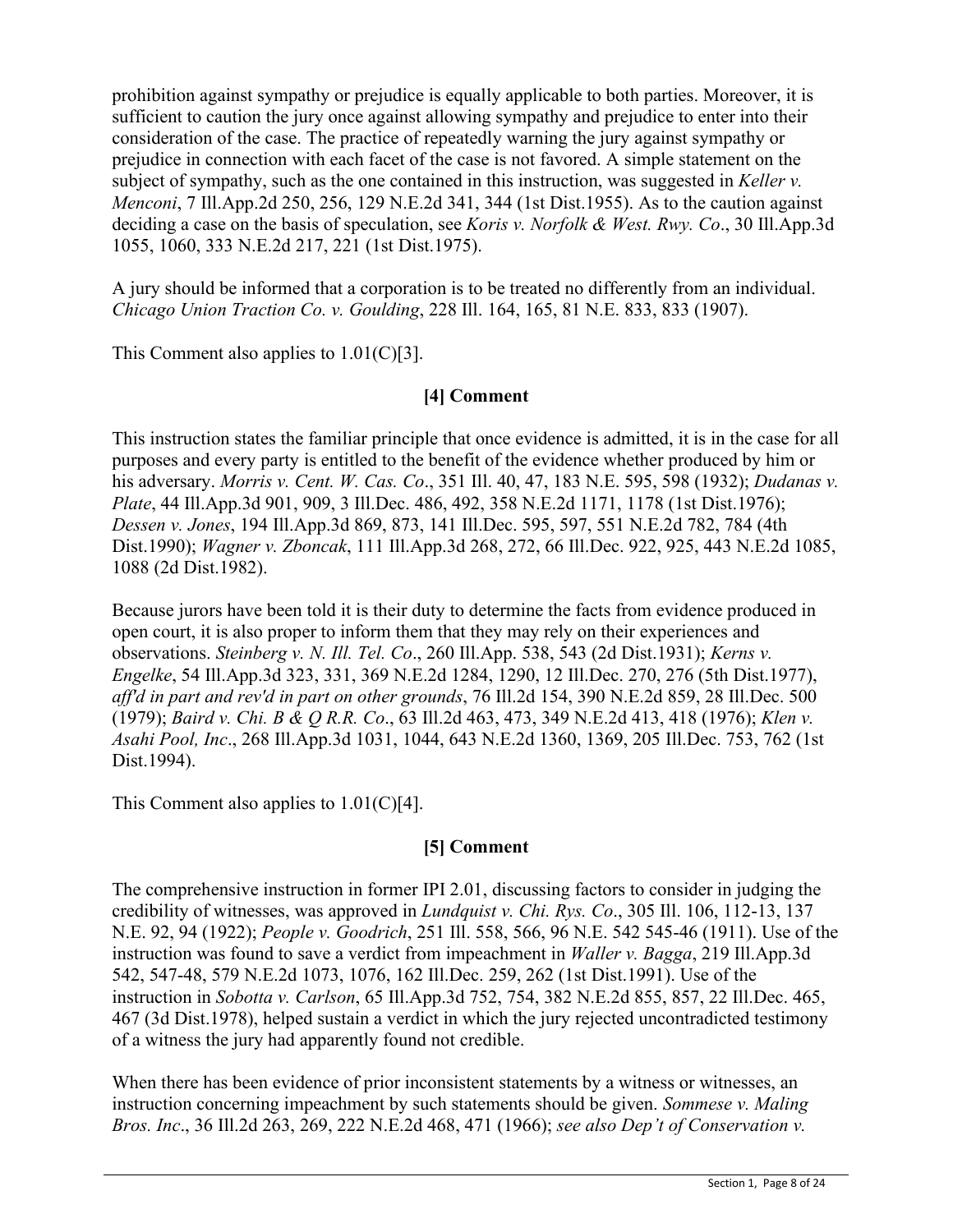prohibition against sympathy or prejudice is equally applicable to both parties. Moreover, it is sufficient to caution the jury once against allowing sympathy and prejudice to enter into their consideration of the case. The practice of repeatedly warning the jury against sympathy or prejudice in connection with each facet of the case is not favored. A simple statement on the subject of sympathy, such as the one contained in this instruction, was suggested in *Keller v. Menconi*, 7 Ill.App.2d 250, 256, 129 N.E.2d 341, 344 (1st Dist.1955). As to the caution against deciding a case on the basis of speculation, see *Koris v. Norfolk & West. Rwy. Co*., 30 Ill.App.3d 1055, 1060, 333 N.E.2d 217, 221 (1st Dist.1975).

A jury should be informed that a corporation is to be treated no differently from an individual. *Chicago Union Traction Co. v. Goulding*, 228 Ill. 164, 165, 81 N.E. 833, 833 (1907).

This Comment also applies to 1.01(C)[3].

## [4] Comment

This instruction states the familiar principle that once evidence is admitted, it is in the case for all purposes and every party is entitled to the benefit of the evidence whether produced by him or his adversary. *Morris v. Cent. W. Cas. Co*., 351 Ill. 40, 47, 183 N.E. 595, 598 (1932); *Dudanas v. Plate*, 44 Ill.App.3d 901, 909, 3 Ill.Dec. 486, 492, 358 N.E.2d 1171, 1178 (1st Dist.1976); *Dessen v. Jones*, 194 Ill.App.3d 869, 873, 141 Ill.Dec. 595, 597, 551 N.E.2d 782, 784 (4th Dist.1990); *Wagner v. Zboncak*, 111 Ill.App.3d 268, 272, 66 Ill.Dec. 922, 925, 443 N.E.2d 1085, 1088 (2d Dist.1982).

Because jurors have been told it is their duty to determine the facts from evidence produced in open court, it is also proper to inform them that they may rely on their experiences and observations. *Steinberg v. N. Ill. Tel. Co*., 260 Ill.App. 538, 543 (2d Dist.1931); *Kerns v. Engelke*, 54 Ill.App.3d 323, 331, 369 N.E.2d 1284, 1290, 12 Ill.Dec. 270, 276 (5th Dist.1977), *aff'd in part and rev'd in part on other grounds*, 76 Ill.2d 154, 390 N.E.2d 859, 28 Ill.Dec. 500 (1979); *Baird v. Chi. B & Q R.R. Co*., 63 Ill.2d 463, 473, 349 N.E.2d 413, 418 (1976); *Klen v. Asahi Pool, Inc*., 268 Ill.App.3d 1031, 1044, 643 N.E.2d 1360, 1369, 205 Ill.Dec. 753, 762 (1st Dist.1994).

This Comment also applies to 1.01(C)[4].

## [5] Comment

The comprehensive instruction in former IPI 2.01, discussing factors to consider in judging the credibility of witnesses, was approved in *Lundquist v. Chi. Rys. Co*., 305 Ill. 106, 112-13, 137 N.E. 92, 94 (1922); *People v. Goodrich*, 251 Ill. 558, 566, 96 N.E. 542 545-46 (1911). Use of the instruction was found to save a verdict from impeachment in *Waller v. Bagga*, 219 Ill.App.3d 542, 547-48, 579 N.E.2d 1073, 1076, 162 Ill.Dec. 259, 262 (1st Dist.1991). Use of the instruction in *Sobotta v. Carlson*, 65 Ill.App.3d 752, 754, 382 N.E.2d 855, 857, 22 Ill.Dec. 465, 467 (3d Dist.1978), helped sustain a verdict in which the jury rejected uncontradicted testimony of a witness the jury had apparently found not credible.

When there has been evidence of prior inconsistent statements by a witness or witnesses, an instruction concerning impeachment by such statements should be given. *Sommese v. Maling Bros. Inc*., 36 Ill.2d 263, 269, 222 N.E.2d 468, 471 (1966); *see also Dep't of Conservation v.*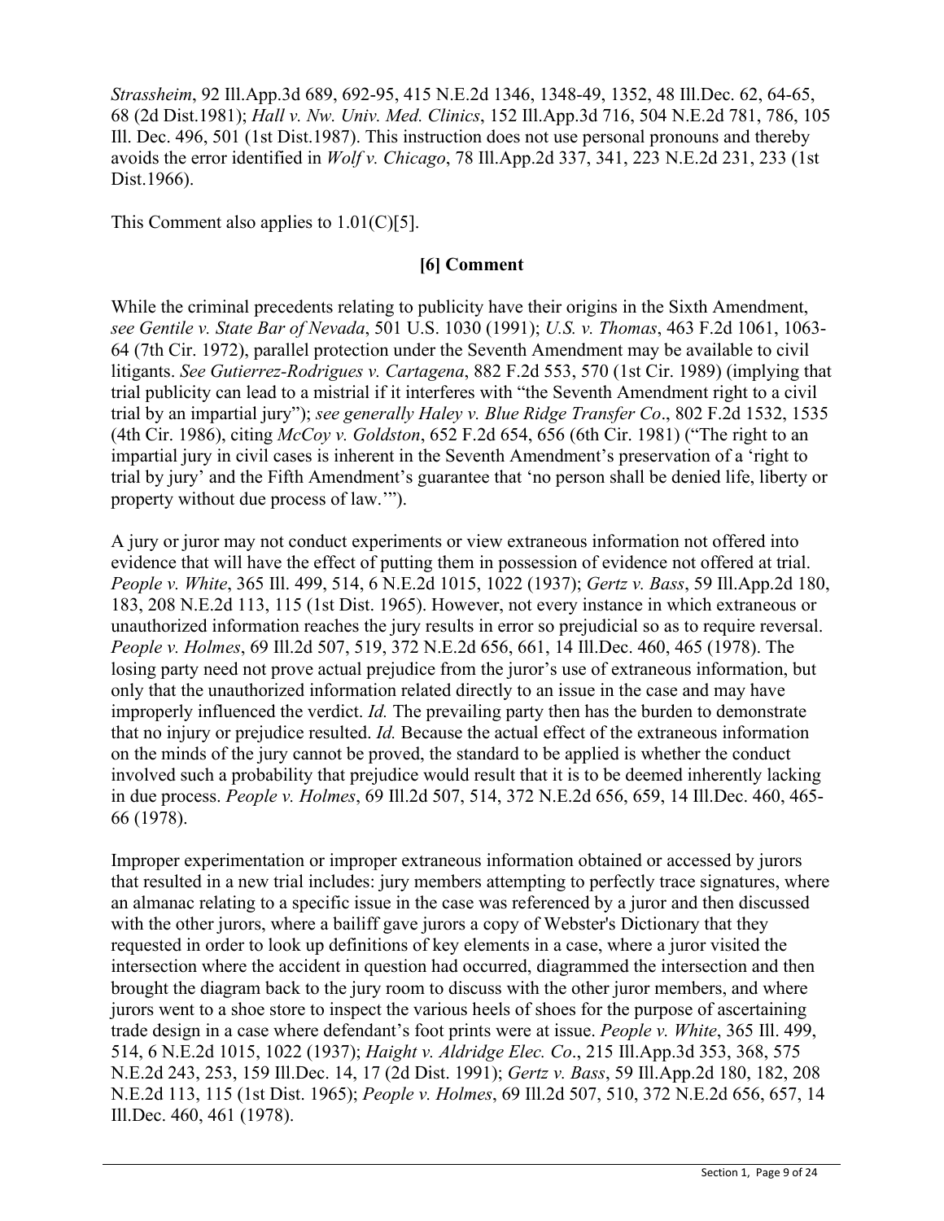*Strassheim*, 92 Ill.App.3d 689, 692-95, 415 N.E.2d 1346, 1348-49, 1352, 48 Ill.Dec. 62, 64-65, 68 (2d Dist.1981); *Hall v. Nw. Univ. Med. Clinics*, 152 Ill.App.3d 716, 504 N.E.2d 781, 786, 105 Ill. Dec. 496, 501 (1st Dist.1987). This instruction does not use personal pronouns and thereby avoids the error identified in *Wolf v. Chicago*, 78 Ill.App.2d 337, 341, 223 N.E.2d 231, 233 (1st Dist.1966).

This Comment also applies to 1.01(C)[5].

**[6] Comment**

While the criminal precedents relating to publicity have their origins in the Sixth Amendment, *see Gentile v. State Bar of Nevada*, 501 U.S. 1030 (1991); *U.S. v. Thomas*, 463 F.2d 1061, 1063-64 (7th Cir. 1972), parallel protection under the Seventh Amendment may be available to civil litigants. *See Gutierrez-Rodrigues v. Cartagena*, 882 F.2d 553, 570 (1st Cir. 1989) (implying that trial publicity can lead to a mistrial if it interferes with "the Seventh Amendment right to a civil trial by an impartial jury"); *see generally Haley v. Blue Ridge Transfer Co*., 802 F.2d 1532, 1535 (4th Cir. 1986), citing *McCoy v. Goldston*, 652 F.2d 654, 656 (6th Cir. 1981) ("The right to an impartial jury in civil cases is inherent in the Seventh Amendment's preservation of a 'right to trial by jury' and the Fifth Amendment's guarantee that 'no person shall be denied life, liberty or property without due process of law.'").

A jury or juror may not conduct experiments or view extraneous information not offered into evidence that will have the effect of putting them in possession of evidence not offered at trial. *People v. White*, 365 Ill. 499, 514, 6 N.E.2d 1015, 1022 (1937); *Gertz v. Bass*, 59 Ill.App.2d 180, 183, 208 N.E.2d 113, 115 (1st Dist. 1965). However, not every instance in which extraneous or unauthorized information reaches the jury results in error so prejudicial so as to require reversal. *People v. Holmes*, 69 Ill.2d 507, 519, 372 N.E.2d 656, 661, 14 Ill.Dec. 460, 465 (1978). The losing party need not prove actual prejudice from the juror's use of extraneous information, but only that the unauthorized information related directly to an issue in the case and may have improperly influenced the verdict. *Id.* The prevailing party then has the burden to demonstrate that no injury or prejudice resulted. *Id.* Because the actual effect of the extraneous information on the minds of the jury cannot be proved, the standard to be applied is whether the conduct involved such a probability that prejudice would result that it is to be deemed inherently lacking in due process. *People v. Holmes*, 69 Ill.2d 507, 514, 372 N.E.2d 656, 659, 14 Ill.Dec. 460, 465-66 (1978).

Improper experimentation or improper extraneous information obtained or accessed by jurors that resulted in a new trial includes: jury members attempting to perfectly trace signatures, where an almanac relating to a specific issue in the case was referenced by a juror and then discussed with the other jurors, where a bailiff gave jurors a copy of Webster's Dictionary that they requested in order to look up definitions of key elements in a case, where a juror visited the intersection where the accident in question had occurred, diagrammed the intersection and then brought the diagram back to the jury room to discuss with the other juror members, and where jurors went to a shoe store to inspect the various heels of shoes for the purpose of ascertaining trade design in a case where defendant's foot prints were at issue. *People v. White*, 365 Ill. 499, 514, 6 N.E.2d 1015, 1022 (1937); *Haight v. Aldridge Elec. Co*., 215 Ill.App.3d 353, 368, 575 N.E.2d 243, 253, 159 Ill.Dec. 14, 17 (2d Dist. 1991); *Gertz v. Bass*, 59 Ill.App.2d 180, 182, 208 N.E.2d 113, 115 (1st Dist. 1965); *People v. Holmes*, 69 Ill.2d 507, 510, 372 N.E.2d 656, 657, 14 Ill.Dec. 460, 461 (1978).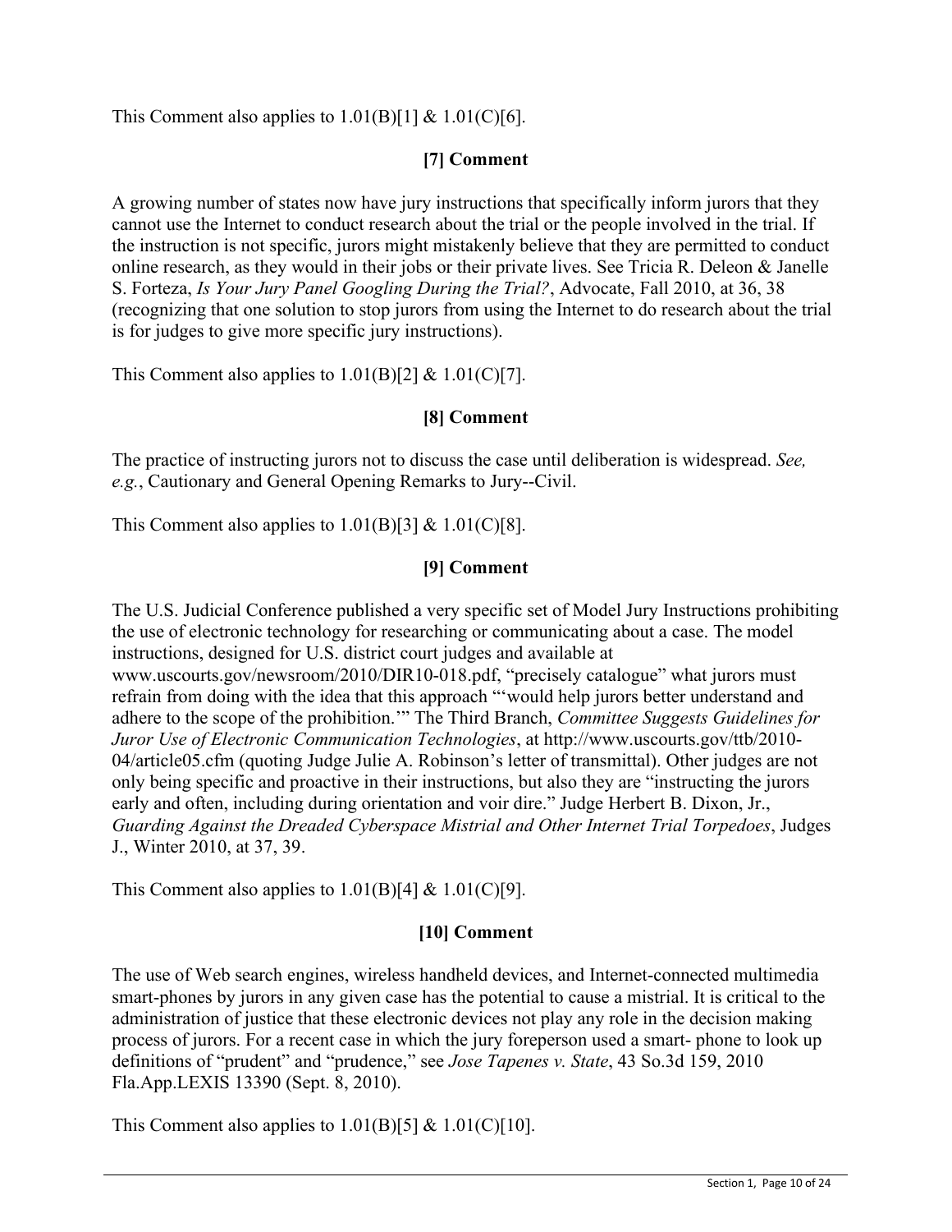This Comment also applies to 1.01(B)[1] & 1.01(C)[6].

### [7] Comment

A growing number of states now have jury instructions that specifically inform jurors that they cannot use the Internet to conduct research about the trial or the people involved in the trial. If the instruction is not specific, jurors might mistakenly believe that they are permitted to conduct online research, as they would in their jobs or their private lives. See Tricia R. Deleon & Janelle S. Forteza, *Is Your Jury Panel Googling During the Trial?*, Advocate, Fall 2010, at 36, 38 (recognizing that one solution to stop jurors from using the Internet to do research about the trial is for judges to give more specific jury instructions).

This Comment also applies to 1.01(B)[2] & 1.01(C)[7].

### [8] Comment

The practice of instructing jurors not to discuss the case until deliberation is widespread. *See, e.g.*, Cautionary and General Opening Remarks to Jury--Civil.

This Comment also applies to 1.01(B)[3] & 1.01(C)[8].

### [9] Comment

The U.S. Judicial Conference published a very specific set of Model Jury Instructions prohibiting the use of electronic technology for researching or communicating about a case. The model instructions, designed for U.S. district court judges and available at www.uscourts.gov/newsroom/2010/DIR10-018.pdf, "precisely catalogue" what jurors must refrain from doing with the idea that this approach "'would help jurors better understand and adhere to the scope of the prohibition.'" The Third Branch, *Committee Suggests Guidelines for Juror Use of Electronic Communication Technologies*, at http://www.uscourts.gov/ttb/2010-04/article05.cfm (quoting Judge Julie A. Robinson's letter of transmittal). Other judges are not only being specific and proactive in their instructions, but also they are "instructing the jurors early and often, including during orientation and voir dire." Judge Herbert B. Dixon, Jr., *Guarding Against the Dreaded Cyberspace Mistrial and Other Internet Trial Torpedoes*, Judges J., Winter 2010, at 37, 39.

This Comment also applies to 1.01(B)[4] & 1.01(C)[9].

### [10] Comment

The use of Web search engines, wireless handheld devices, and Internet-connected multimedia smart-phones by jurors in any given case has the potential to cause a mistrial. It is critical to the administration of justice that these electronic devices not play any role in the decision making process of jurors. For a recent case in which the jury foreperson used a smart- phone to look up definitions of "prudent" and "prudence," see *Jose Tapenes v. State*, 43 So.3d 159, 2010 Fla.App.LEXIS 13390 (Sept. 8, 2010).

This Comment also applies to 1.01(B)[5] & 1.01(C)[10].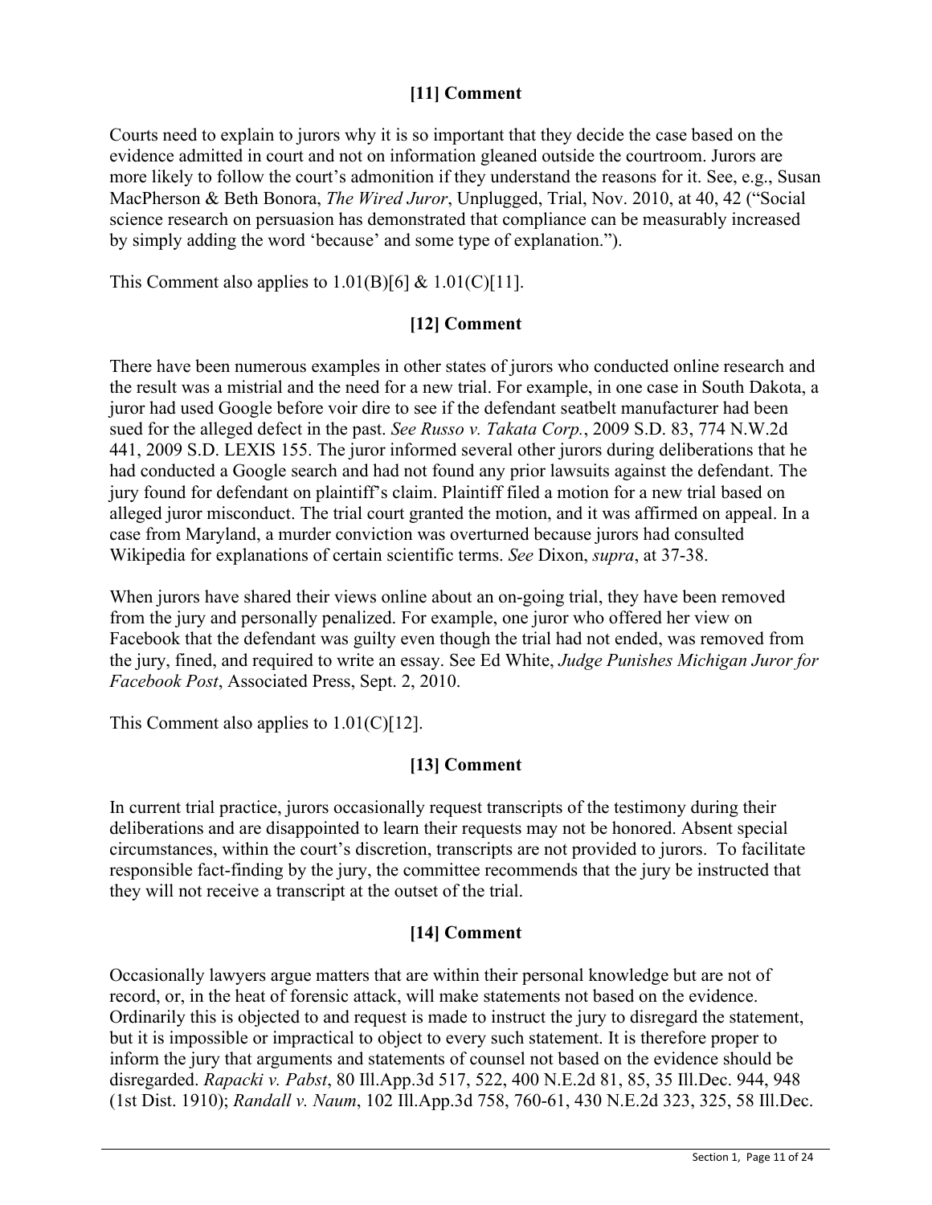### [11] Comment

Courts need to explain to jurors why it is so important that they decide the case based on the evidence admitted in court and not on information gleaned outside the courtroom. Jurors are more likely to follow the court's admonition if they understand the reasons for it. See, e.g., Susan MacPherson & Beth Bonora, *The Wired Juror*, Unplugged, Trial, Nov. 2010, at 40, 42 ("Social science research on persuasion has demonstrated that compliance can be measurably increased by simply adding the word 'because' and some type of explanation.").

This Comment also applies to 1.01(B)[6] & 1.01(C)[11].

### [12] Comment

There have been numerous examples in other states of jurors who conducted online research and the result was a mistrial and the need for a new trial. For example, in one case in South Dakota, a juror had used Google before voir dire to see if the defendant seatbelt manufacturer had been sued for the alleged defect in the past. *See Russo v. Takata Corp.*, 2009 S.D. 83, 774 N.W.2d 441, 2009 S.D. LEXIS 155. The juror informed several other jurors during deliberations that he had conducted a Google search and had not found any prior lawsuits against the defendant. The jury found for defendant on plaintiff's claim. Plaintiff filed a motion for a new trial based on alleged juror misconduct. The trial court granted the motion, and it was affirmed on appeal. In a case from Maryland, a murder conviction was overturned because jurors had consulted Wikipedia for explanations of certain scientific terms. *See* Dixon, *supra*, at 37-38.

When jurors have shared their views online about an on-going trial, they have been removed from the jury and personally penalized. For example, one juror who offered her view on Facebook that the defendant was guilty even though the trial had not ended, was removed from the jury, fined, and required to write an essay. See Ed White, *Judge Punishes Michigan Juror for Facebook Post*, Associated Press, Sept. 2, 2010.

This Comment also applies to 1.01(C)[12].

### [13] Comment

In current trial practice, jurors occasionally request transcripts of the testimony during their deliberations and are disappointed to learn their requests may not be honored. Absent special circumstances, within the court's discretion, transcripts are not provided to jurors. To facilitate responsible fact-finding by the jury, the committee recommends that the jury be instructed that they will not receive a transcript at the outset of the trial.

### [14] Comment

Occasionally lawyers argue matters that are within their personal knowledge but are not of record, or, in the heat of forensic attack, will make statements not based on the evidence. Ordinarily this is objected to and request is made to instruct the jury to disregard the statement, but it is impossible or impractical to object to every such statement. It is therefore proper to inform the jury that arguments and statements of counsel not based on the evidence should be disregarded. *Rapacki v. Pabst*, 80 Ill.App.3d 517, 522, 400 N.E.2d 81, 85, 35 Ill.Dec. 944, 948 (1st Dist. 1910); *Randall v. Naum*, 102 Ill.App.3d 758, 760-61, 430 N.E.2d 323, 325, 58 Ill.Dec.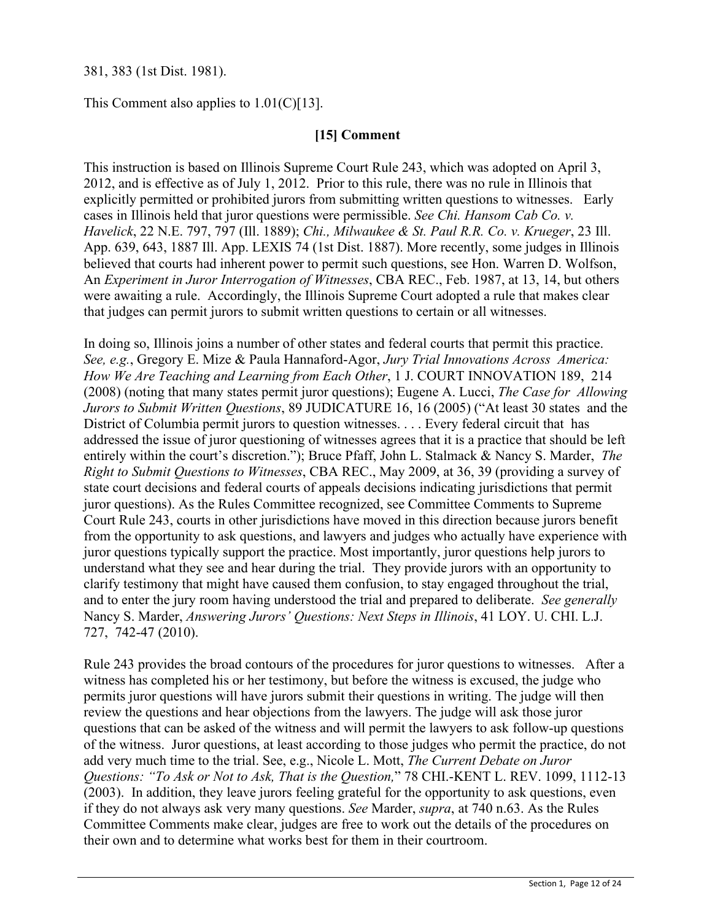381, 383 (1st Dist. 1981).

This Comment also applies to 1.01(C)[13].

## [15] Comment

This instruction is based on Illinois Supreme Court Rule 243, which was adopted on April 3, 2012, and is effective as of July 1, 2012. Prior to this rule, there was no rule in Illinois that explicitly permitted or prohibited jurors from submitting written questions to witnesses. Early cases in Illinois held that juror questions were permissible. *See Chi. Hansom Cab Co. v. Havelick*, 22 N.E. 797, 797 (Ill. 1889); *Chi., Milwaukee & St. Paul R.R. Co. v. Krueger*, 23 Ill. App. 639, 643, 1887 Ill. App. LEXIS 74 (1st Dist. 1887). More recently, some judges in Illinois believed that courts had inherent power to permit such questions, see Hon. Warren D. Wolfson, An *Experiment in Juror Interrogation of Witnesses*, CBA REC., Feb. 1987, at 13, 14, but others were awaiting a rule. Accordingly, the Illinois Supreme Court adopted a rule that makes clear that judges can permit jurors to submit written questions to certain or all witnesses.

In doing so, Illinois joins a number of other states and federal courts that permit this practice. *See, e.g.*, Gregory E. Mize & Paula Hannaford-Agor, *Jury Trial Innovations Across America: How We Are Teaching and Learning from Each Other*, 1 J. COURT INNOVATION 189, 214 (2008) (noting that many states permit juror questions); Eugene A. Lucci, *The Case for Allowing Jurors to Submit Written Questions*, 89 JUDICATURE 16, 16 (2005) ("At least 30 states and the District of Columbia permit jurors to question witnesses. . . . Every federal circuit that has addressed the issue of juror questioning of witnesses agrees that it is a practice that should be left entirely within the court's discretion."); Bruce Pfaff, John L. Stalmack & Nancy S. Marder, *The Right to Submit Questions to Witnesses*, CBA REC., May 2009, at 36, 39 (providing a survey of state court decisions and federal courts of appeals decisions indicating jurisdictions that permit juror questions). As the Rules Committee recognized, see Committee Comments to Supreme Court Rule 243, courts in other jurisdictions have moved in this direction because jurors benefit from the opportunity to ask questions, and lawyers and judges who actually have experience with juror questions typically support the practice. Most importantly, juror questions help jurors to understand what they see and hear during the trial. They provide jurors with an opportunity to clarify testimony that might have caused them confusion, to stay engaged throughout the trial, and to enter the jury room having understood the trial and prepared to deliberate. *See generally* Nancy S. Marder, *Answering Jurors' Questions: Next Steps in Illinois*, 41 LOY. U. CHI. L.J. 727, 742-47 (2010).

Rule 243 provides the broad contours of the procedures for juror questions to witnesses. After a witness has completed his or her testimony, but before the witness is excused, the judge who permits juror questions will have jurors submit their questions in writing. The judge will then review the questions and hear objections from the lawyers. The judge will ask those juror questions that can be asked of the witness and will permit the lawyers to ask follow-up questions of the witness. Juror questions, at least according to those judges who permit the practice, do not add very much time to the trial. See, e.g., Nicole L. Mott, *The Current Debate on Juror Questions: "To Ask or Not to Ask, That is the Question,*" 78 CHI.-KENT L. REV. 1099, 1112-13 (2003). In addition, they leave jurors feeling grateful for the opportunity to ask questions, even if they do not always ask very many questions. *See* Marder, *supra*, at 740 n.63. As the Rules Committee Comments make clear, judges are free to work out the details of the procedures on their own and to determine what works best for them in their courtroom.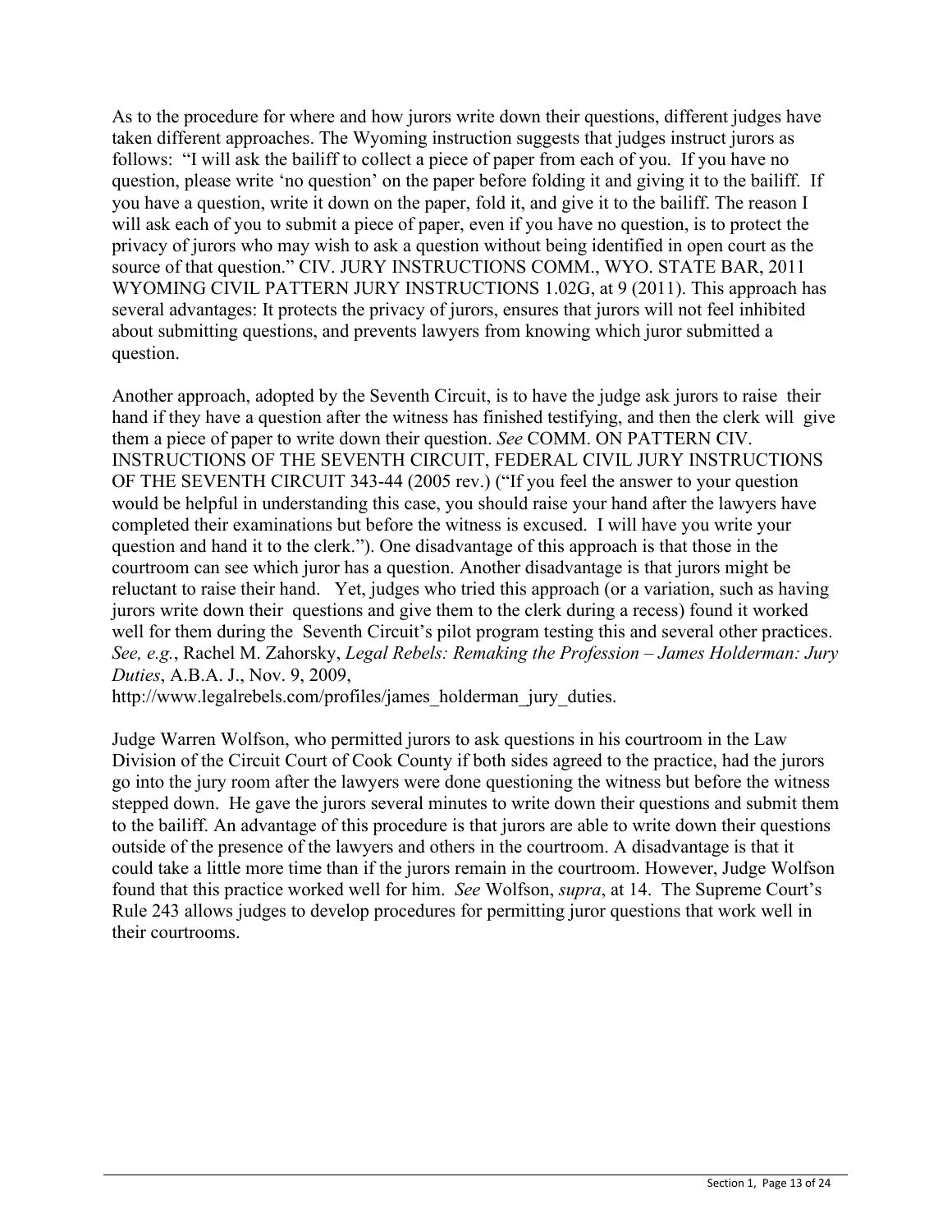As to the procedure for where and how jurors write down their questions, different judges have taken different approaches. The Wyoming instruction suggests that judges instruct jurors as follows: "I will ask the bailiff to collect a piece of paper from each of you. If you have no question, please write 'no question' on the paper before folding it and giving it to the bailiff. If you have a question, write it down on the paper, fold it, and give it to the bailiff. The reason I will ask each of you to submit a piece of paper, even if you have no question, is to protect the privacy of jurors who may wish to ask a question without being identified in open court as the source of that question." CIV. JURY INSTRUCTIONS COMM., WYO. STATE BAR, 2011 WYOMING CIVIL PATTERN JURY INSTRUCTIONS 1.02G, at 9 (2011). This approach has several advantages: It protects the privacy of jurors, ensures that jurors will not feel inhibited about submitting questions, and prevents lawyers from knowing which juror submitted a question.

Another approach, adopted by the Seventh Circuit, is to have the judge ask jurors to raise their hand if they have a question after the witness has finished testifying, and then the clerk will give them a piece of paper to write down their question. *See* COMM. ON PATTERN CIV. INSTRUCTIONS OF THE SEVENTH CIRCUIT, FEDERAL CIVIL JURY INSTRUCTIONS OF THE SEVENTH CIRCUIT 343-44 (2005 rev.) ("If you feel the answer to your question would be helpful in understanding this case, you should raise your hand after the lawyers have completed their examinations but before the witness is excused. I will have you write your question and hand it to the clerk."). One disadvantage of this approach is that those in the courtroom can see which juror has a question. Another disadvantage is that jurors might be reluctant to raise their hand. Yet, judges who tried this approach (or a variation, such as having jurors write down their questions and give them to the clerk during a recess) found it worked well for them during the Seventh Circuit's pilot program testing this and several other practices. *See, e.g.*, Rachel M. Zahorsky, *Legal Rebels: Remaking the Profession – James Holderman: Jury Duties*, A.B.A. J., Nov. 9, 2009, http://www.legalrebels.com/profiles/james_holderman_jury_duties.

Judge Warren Wolfson, who permitted jurors to ask questions in his courtroom in the Law Division of the Circuit Court of Cook County if both sides agreed to the practice, had the jurors go into the jury room after the lawyers were done questioning the witness but before the witness stepped down. He gave the jurors several minutes to write down their questions and submit them to the bailiff. An advantage of this procedure is that jurors are able to write down their questions outside of the presence of the lawyers and others in the courtroom. A disadvantage is that it could take a little more time than if the jurors remain in the courtroom. However, Judge Wolfson found that this practice worked well for him. *See* Wolfson, *supra*, at 14. The Supreme Court's Rule 243 allows judges to develop procedures for permitting juror questions that work well in their courtrooms.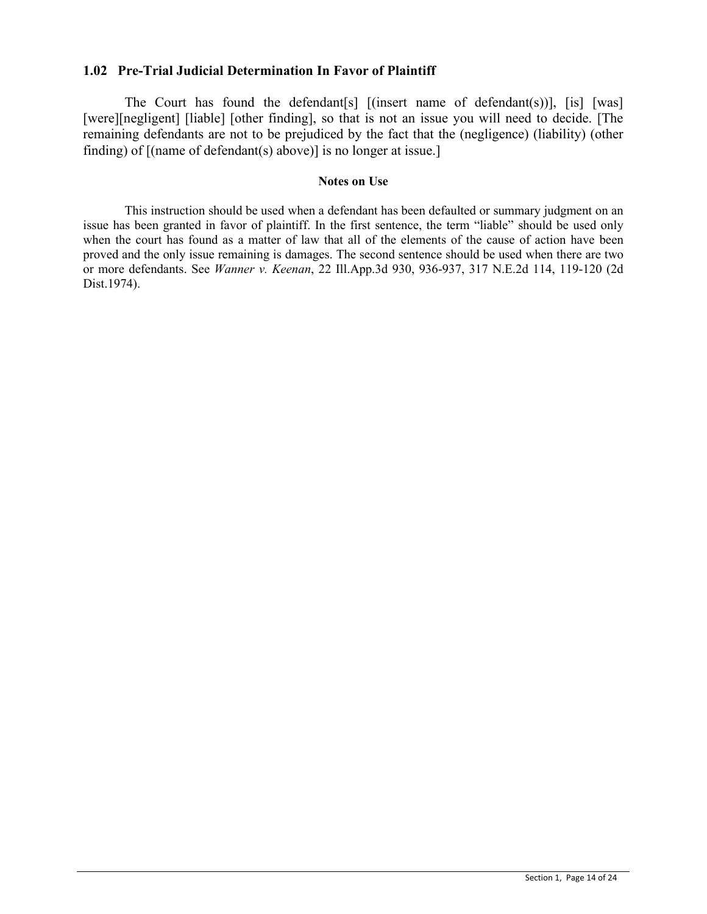## 1.02 Pre-Trial Judicial Determination In Favor of Plaintiff

The Court has found the defendant[s] [(insert name of defendant(s))], [is] [was] [were][negligent] [liable] [other finding], so that is not an issue you will need to decide. [The remaining defendants are not to be prejudiced by the fact that the (negligence) (liability) (other finding) of [(name of defendant(s) above)] is no longer at issue.]

### Notes on Use

This instruction should be used when a defendant has been defaulted or summary judgment on an issue has been granted in favor of plaintiff. In the first sentence, the term "liable" should be used only when the court has found as a matter of law that all of the elements of the cause of action have been proved and the only issue remaining is damages. The second sentence should be used when there are two or more defendants. See *Wanner v. Keenan*, 22 Ill.App.3d 930, 936-937, 317 N.E.2d 114, 119-120 (2d Dist.1974).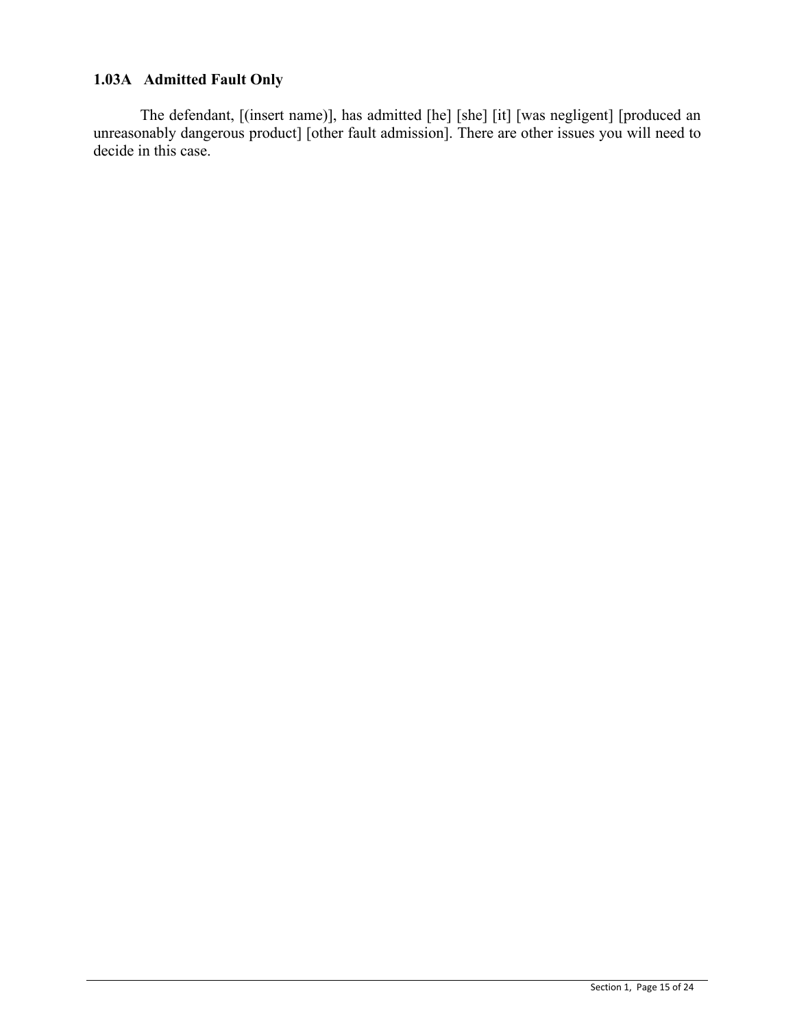### 1.03A Admitted Fault Only

The defendant, [(insert name)], has admitted [he] [she] [it] [was negligent] [produced an unreasonably dangerous product] [other fault admission]. There are other issues you will need to decide in this case.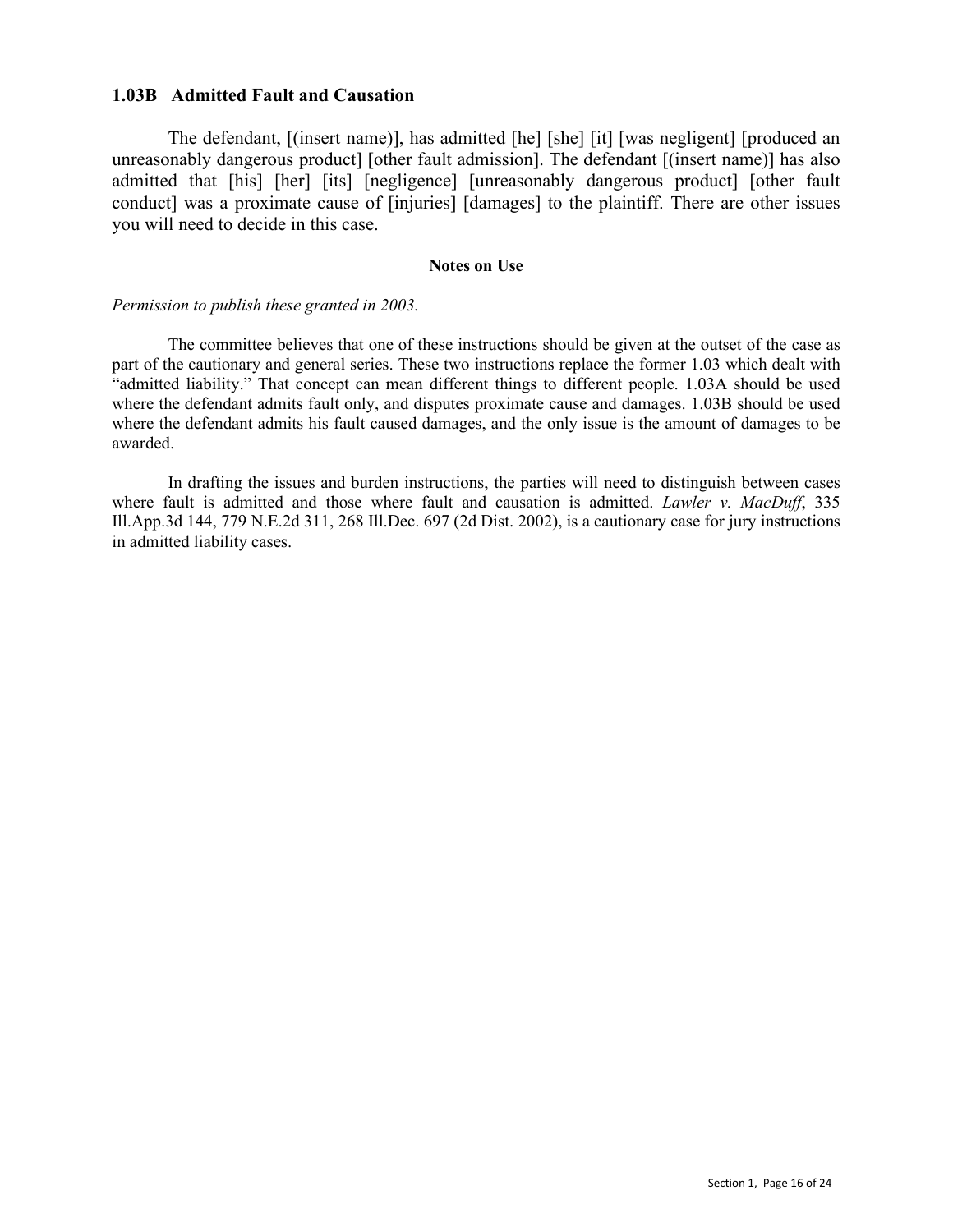### 1.03B Admitted Fault and Causation

The defendant, [(insert name)], has admitted [he] [she] [it] [was negligent] [produced an unreasonably dangerous product] [other fault admission]. The defendant [(insert name)] has also admitted that [his] [her] [its] [negligence] [unreasonably dangerous product] [other fault conduct] was a proximate cause of [injuries] [damages] to the plaintiff. There are other issues you will need to decide in this case.

**Notes on Use**

*Permission to publish these granted in 2003.*

The committee believes that one of these instructions should be given at the outset of the case as part of the cautionary and general series. These two instructions replace the former 1.03 which dealt with "admitted liability." That concept can mean different things to different people. 1.03A should be used where the defendant admits fault only, and disputes proximate cause and damages. 1.03B should be used where the defendant admits his fault caused damages, and the only issue is the amount of damages to be awarded.

In drafting the issues and burden instructions, the parties will need to distinguish between cases where fault is admitted and those where fault and causation is admitted. *Lawler v. MacDuff*, 335 Ill.App.3d 144, 779 N.E.2d 311, 268 Ill.Dec. 697 (2d Dist. 2002), is a cautionary case for jury instructions in admitted liability cases.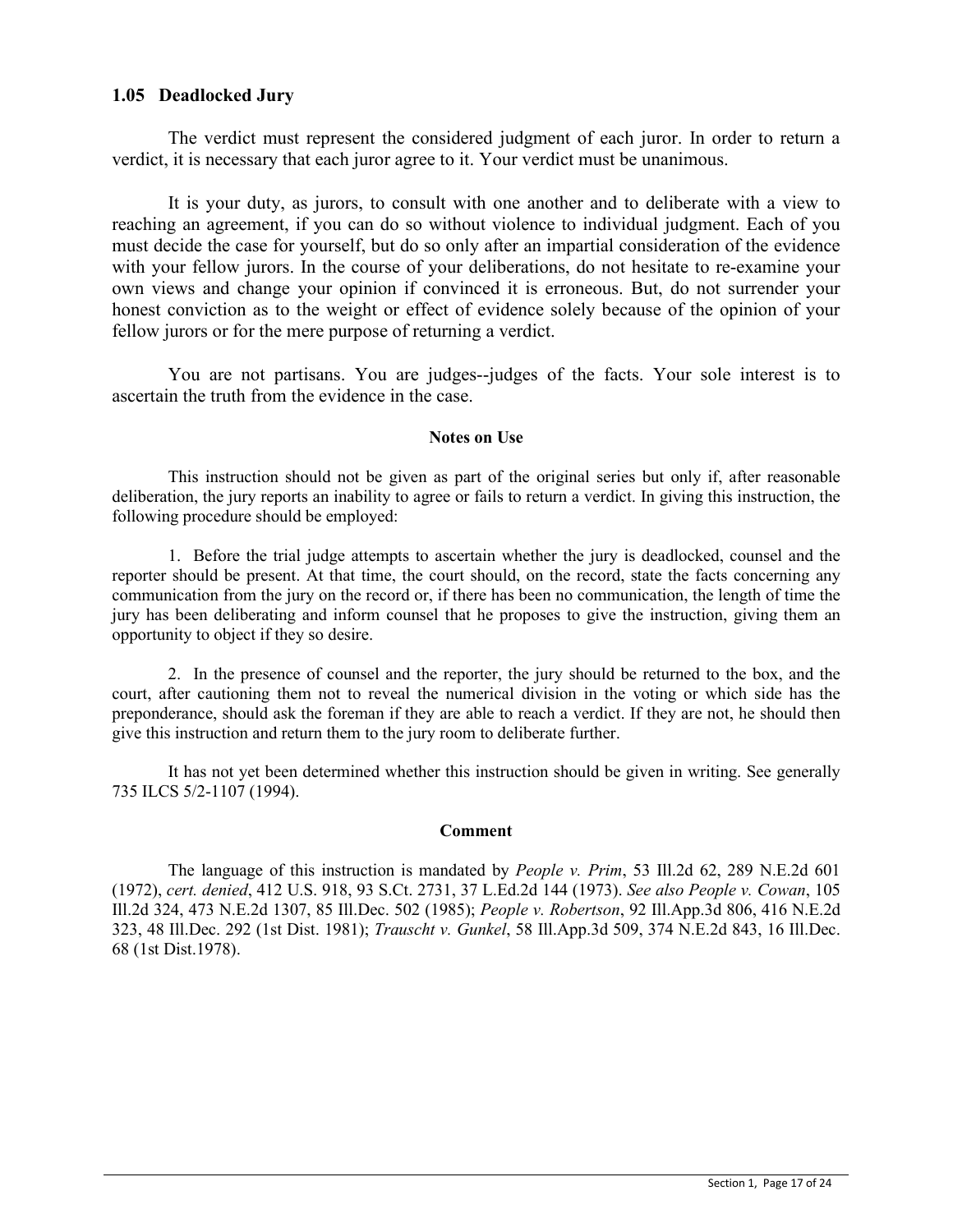## 1.05 Deadlocked Jury

The verdict must represent the considered judgment of each juror. In order to return a verdict, it is necessary that each juror agree to it. Your verdict must be unanimous.

It is your duty, as jurors, to consult with one another and to deliberate with a view to reaching an agreement, if you can do so without violence to individual judgment. Each of you must decide the case for yourself, but do so only after an impartial consideration of the evidence with your fellow jurors. In the course of your deliberations, do not hesitate to re-examine your own views and change your opinion if convinced it is erroneous. But, do not surrender your honest conviction as to the weight or effect of evidence solely because of the opinion of your fellow jurors or for the mere purpose of returning a verdict.

You are not partisans. You are judges--judges of the facts. Your sole interest is to ascertain the truth from the evidence in the case.

### Notes on Use

This instruction should not be given as part of the original series but only if, after reasonable deliberation, the jury reports an inability to agree or fails to return a verdict. In giving this instruction, the following procedure should be employed:

1. Before the trial judge attempts to ascertain whether the jury is deadlocked, counsel and the reporter should be present. At that time, the court should, on the record, state the facts concerning any communication from the jury on the record or, if there has been no communication, the length of time the jury has been deliberating and inform counsel that he proposes to give the instruction, giving them an opportunity to object if they so desire.

2. In the presence of counsel and the reporter, the jury should be returned to the box, and the court, after cautioning them not to reveal the numerical division in the voting or which side has the preponderance, should ask the foreman if they are able to reach a verdict. If they are not, he should then give this instruction and return them to the jury room to deliberate further.

It has not yet been determined whether this instruction should be given in writing. See generally 735 ILCS 5/2-1107 (1994).

### Comment

The language of this instruction is mandated by *People v. Prim*, 53 Ill.2d 62, 289 N.E.2d 601 (1972), *cert. denied*, 412 U.S. 918, 93 S.Ct. 2731, 37 L.Ed.2d 144 (1973). *See also People v. Cowan*, 105 Ill.2d 324, 473 N.E.2d 1307, 85 Ill.Dec. 502 (1985); *People v. Robertson*, 92 Ill.App.3d 806, 416 N.E.2d 323, 48 Ill.Dec. 292 (1st Dist. 1981); *Trauscht v. Gunkel*, 58 Ill.App.3d 509, 374 N.E.2d 843, 16 Ill.Dec. 68 (1st Dist.1978).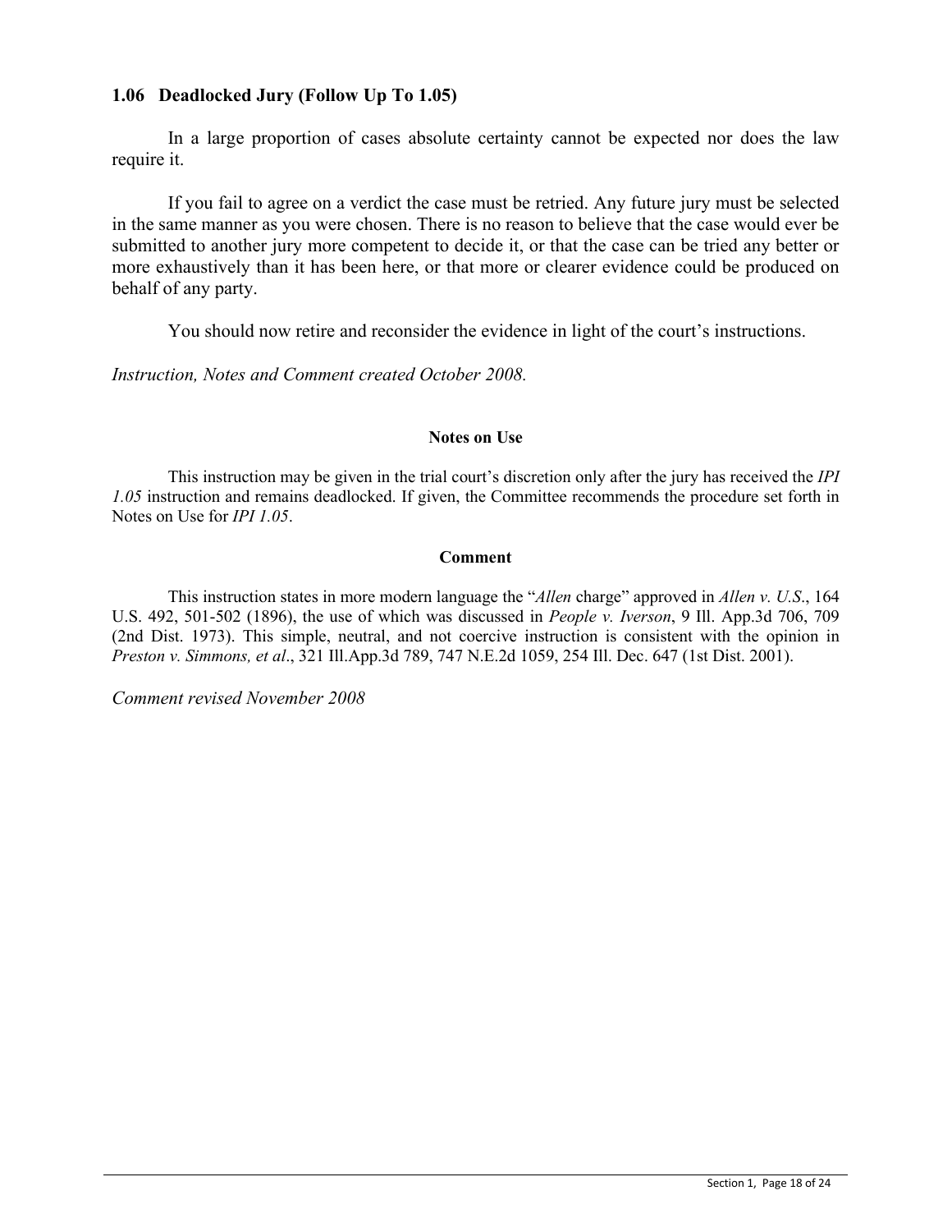### 1.06 Deadlocked Jury (Follow Up To 1.05)

In a large proportion of cases absolute certainty cannot be expected nor does the law require it.

If you fail to agree on a verdict the case must be retried. Any future jury must be selected in the same manner as you were chosen. There is no reason to believe that the case would ever be submitted to another jury more competent to decide it, or that the case can be tried any better or more exhaustively than it has been here, or that more or clearer evidence could be produced on behalf of any party.

You should now retire and reconsider the evidence in light of the court's instructions.

*Instruction, Notes and Comment created October 2008.*

**Notes on Use**

This instruction may be given in the trial court's discretion only after the jury has received the *IPI 1.05* instruction and remains deadlocked. If given, the Committee recommends the procedure set forth in Notes on Use for *IPI 1.05*.

**Comment**

This instruction states in more modern language the "*Allen* charge" approved in *Allen v. U.S.*, 164 U.S. 492, 501-502 (1896), the use of which was discussed in *People v. Iverson*, 9 Ill. App.3d 706, 709 (2nd Dist. 1973). This simple, neutral, and not coercive instruction is consistent with the opinion in *Preston v. Simmons, et al*., 321 Ill.App.3d 789, 747 N.E.2d 1059, 254 Ill. Dec. 647 (1st Dist. 2001).

*Comment revised November 2008*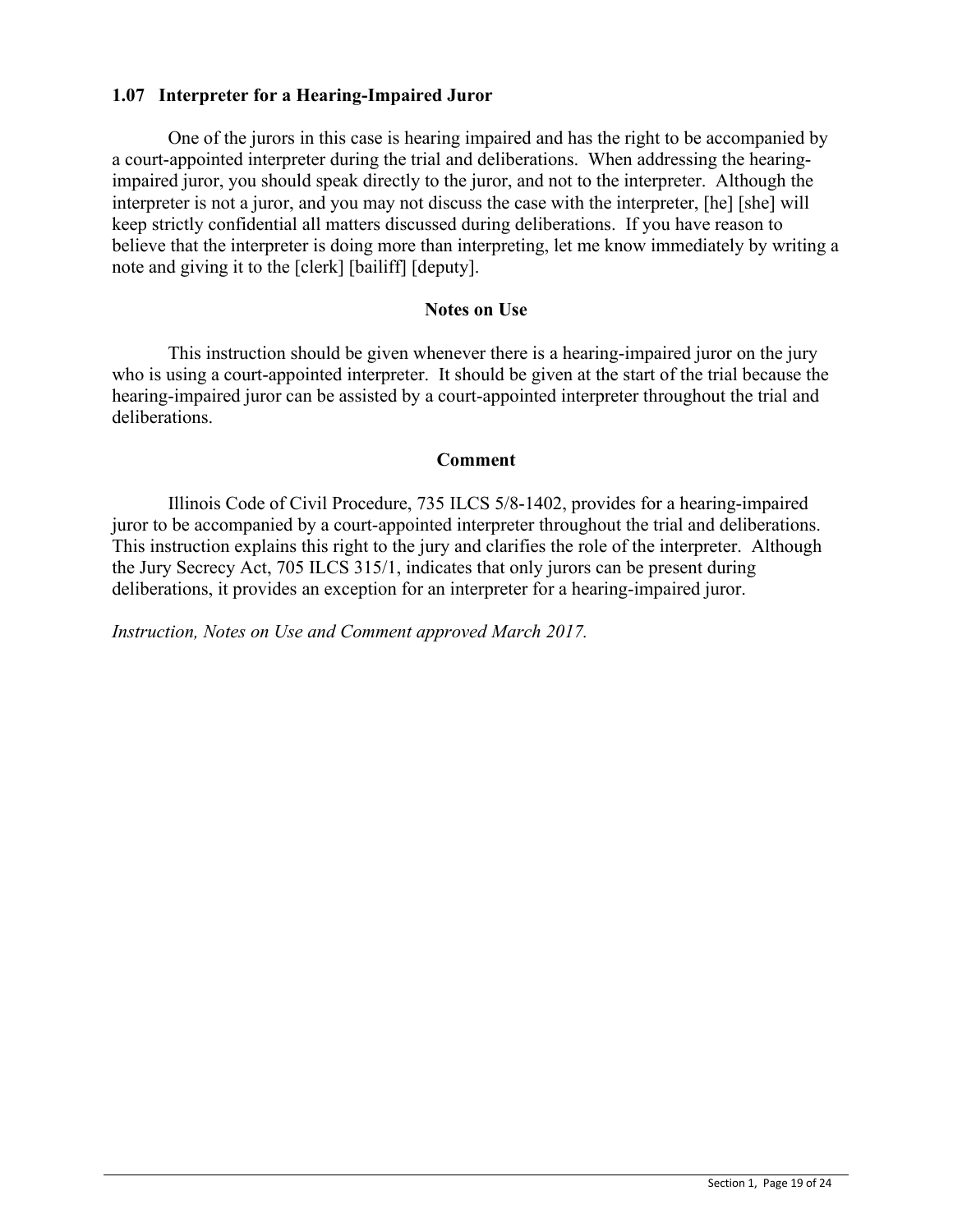### 1.07 Interpreter for a Hearing-Impaired Juror

One of the jurors in this case is hearing impaired and has the right to be accompanied by a court-appointed interpreter during the trial and deliberations. When addressing the hearing-impaired juror, you should speak directly to the juror, and not to the interpreter. Although the interpreter is not a juror, and you may not discuss the case with the interpreter, [he] [she] will keep strictly confidential all matters discussed during deliberations. If you have reason to believe that the interpreter is doing more than interpreting, let me know immediately by writing a note and giving it to the [clerk] [bailiff] [deputy].

#### Notes on Use

This instruction should be given whenever there is a hearing-impaired juror on the jury who is using a court-appointed interpreter. It should be given at the start of the trial because the hearing-impaired juror can be assisted by a court-appointed interpreter throughout the trial and deliberations.

#### Comment

Illinois Code of Civil Procedure, 735 ILCS 5/8-1402, provides for a hearing-impaired juror to be accompanied by a court-appointed interpreter throughout the trial and deliberations. This instruction explains this right to the jury and clarifies the role of the interpreter. Although the Jury Secrecy Act, 705 ILCS 315/1, indicates that only jurors can be present during deliberations, it provides an exception for an interpreter for a hearing-impaired juror.

*Instruction, Notes on Use and Comment approved March 2017.*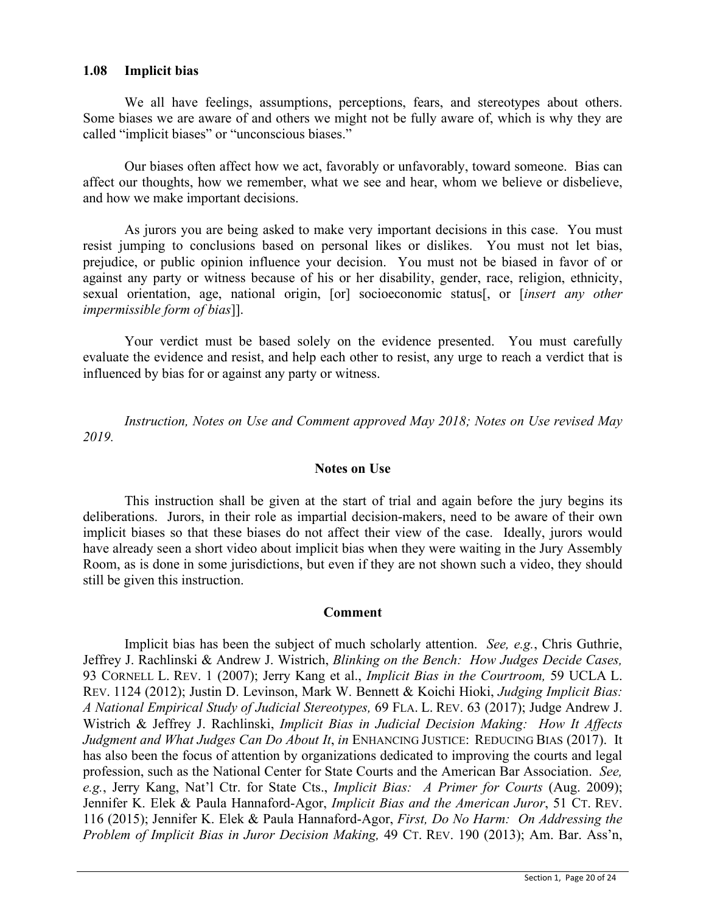### 1.08 Implicit bias

We all have feelings, assumptions, perceptions, fears, and stereotypes about others. Some biases we are aware of and others we might not be fully aware of, which is why they are called "implicit biases" or "unconscious biases."

Our biases often affect how we act, favorably or unfavorably, toward someone. Bias can affect our thoughts, how we remember, what we see and hear, whom we believe or disbelieve, and how we make important decisions.

As jurors you are being asked to make very important decisions in this case. You must resist jumping to conclusions based on personal likes or dislikes. You must not let bias, prejudice, or public opinion influence your decision. You must not be biased in favor of or against any party or witness because of his or her disability, gender, race, religion, ethnicity, sexual orientation, age, national origin, [or] socioeconomic status[, or [*insert any other impermissible form of bias*]].

Your verdict must be based solely on the evidence presented. You must carefully evaluate the evidence and resist, and help each other to resist, any urge to reach a verdict that is influenced by bias for or against any party or witness.

*Instruction, Notes on Use and Comment approved May 2018; Notes on Use revised May 2019.*

#### Notes on Use

This instruction shall be given at the start of trial and again before the jury begins its deliberations. Jurors, in their role as impartial decision-makers, need to be aware of their own implicit biases so that these biases do not affect their view of the case. Ideally, jurors would have already seen a short video about implicit bias when they were waiting in the Jury Assembly Room, as is done in some jurisdictions, but even if they are not shown such a video, they should still be given this instruction.

#### Comment

Implicit bias has been the subject of much scholarly attention. *See, e.g.*, Chris Guthrie, Jeffrey J. Rachlinski & Andrew J. Wistrich, *Blinking on the Bench: How Judges Decide Cases,* 93 CORNELL L. REV. 1 (2007); Jerry Kang et al., *Implicit Bias in the Courtroom,* 59 UCLA L. REV. 1124 (2012); Justin D. Levinson, Mark W. Bennett & Koichi Hioki, *Judging Implicit Bias: A National Empirical Study of Judicial Stereotypes,* 69 FLA. L. REV. 63 (2017); Judge Andrew J. Wistrich & Jeffrey J. Rachlinski, *Implicit Bias in Judicial Decision Making: How It Affects Judgment and What Judges Can Do About It*, *in* ENHANCING JUSTICE: REDUCING BIAS (2017). It has also been the focus of attention by organizations dedicated to improving the courts and legal profession, such as the National Center for State Courts and the American Bar Association. *See, e.g.*, Jerry Kang, Nat'l Ctr. for State Cts., *Implicit Bias: A Primer for Courts* (Aug. 2009); Jennifer K. Elek & Paula Hannaford-Agor, *Implicit Bias and the American Juror*, 51 CT. REV. 116 (2015); Jennifer K. Elek & Paula Hannaford-Agor, *First, Do No Harm: On Addressing the Problem of Implicit Bias in Juror Decision Making,* 49 CT. REV. 190 (2013); Am. Bar. Ass'n,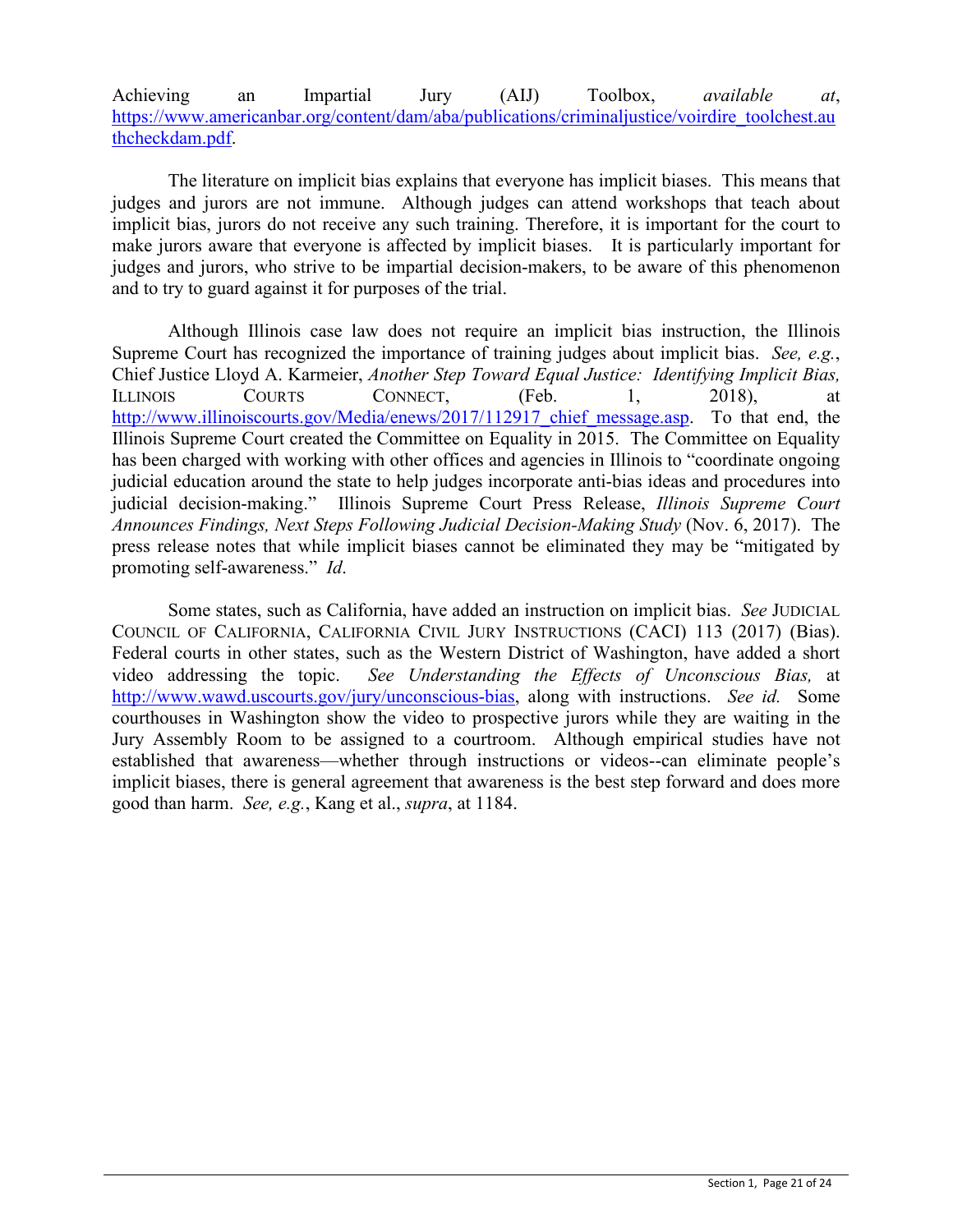Achieving an Impartial Jury (AIJ) Toolbox, *available at*, https://www.americanbar.org/content/dam/aba/publications/criminaljustice/voirdire_toolchest.authcheckdam.pdf.

The literature on implicit bias explains that everyone has implicit biases. This means that judges and jurors are not immune. Although judges can attend workshops that teach about implicit bias, jurors do not receive any such training. Therefore, it is important for the court to make jurors aware that everyone is affected by implicit biases. It is particularly important for judges and jurors, who strive to be impartial decision-makers, to be aware of this phenomenon and to try to guard against it for purposes of the trial.

Although Illinois case law does not require an implicit bias instruction, the Illinois Supreme Court has recognized the importance of training judges about implicit bias. *See, e.g.*, Chief Justice Lloyd A. Karmeier, *Another Step Toward Equal Justice: Identifying Implicit Bias,* ILLINOIS COURTS CONNECT, (Feb. 1, 2018), at http://www.illinoiscourts.gov/Media/enews/2017/112917_chief_message.asp. To that end, the Illinois Supreme Court created the Committee on Equality in 2015. The Committee on Equality has been charged with working with other offices and agencies in Illinois to "coordinate ongoing judicial education around the state to help judges incorporate anti-bias ideas and procedures into judicial decision-making." Illinois Supreme Court Press Release, *Illinois Supreme Court Announces Findings, Next Steps Following Judicial Decision-Making Study* (Nov. 6, 2017). The press release notes that while implicit biases cannot be eliminated they may be "mitigated by promoting self-awareness." *Id*.

Some states, such as California, have added an instruction on implicit bias. *See* JUDICIAL COUNCIL OF CALIFORNIA, CALIFORNIA CIVIL JURY INSTRUCTIONS (CACI) 113 (2017) (Bias). Federal courts in other states, such as the Western District of Washington, have added a short video addressing the topic. *See Understanding the Effects of Unconscious Bias,* at http://www.wawd.uscourts.gov/jury/unconscious-bias, along with instructions. *See id.* Some courthouses in Washington show the video to prospective jurors while they are waiting in the Jury Assembly Room to be assigned to a courtroom. Although empirical studies have not established that awareness—whether through instructions or videos--can eliminate people's implicit biases, there is general agreement that awareness is the best step forward and does more good than harm. *See, e.g.*, Kang et al., *supra*, at 1184.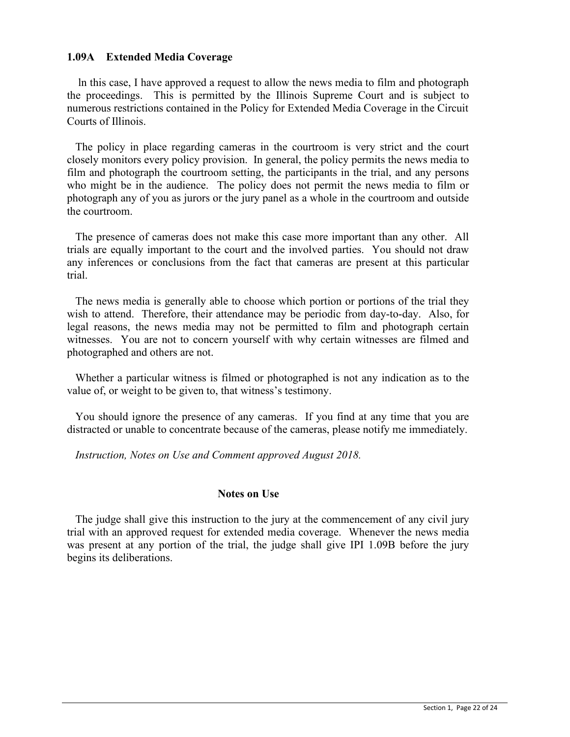## 1.09A Extended Media Coverage

ln this case, I have approved a request to allow the news media to film and photograph the proceedings. This is permitted by the Illinois Supreme Court and is subject to numerous restrictions contained in the Policy for Extended Media Coverage in the Circuit Courts of Illinois.

The policy in place regarding cameras in the courtroom is very strict and the court closely monitors every policy provision. In general, the policy permits the news media to film and photograph the courtroom setting, the participants in the trial, and any persons who might be in the audience. The policy does not permit the news media to film or photograph any of you as jurors or the jury panel as a whole in the courtroom and outside the courtroom.

The presence of cameras does not make this case more important than any other. All trials are equally important to the court and the involved parties. You should not draw any inferences or conclusions from the fact that cameras are present at this particular trial.

The news media is generally able to choose which portion or portions of the trial they wish to attend. Therefore, their attendance may be periodic from day-to-day. Also, for legal reasons, the news media may not be permitted to film and photograph certain witnesses. You are not to concern yourself with why certain witnesses are filmed and photographed and others are not.

Whether a particular witness is filmed or photographed is not any indication as to the value of, or weight to be given to, that witness's testimony.

You should ignore the presence of any cameras. If you find at any time that you are distracted or unable to concentrate because of the cameras, please notify me immediately.

*Instruction, Notes on Use and Comment approved August 2018.*

### Notes on Use

The judge shall give this instruction to the jury at the commencement of any civil jury trial with an approved request for extended media coverage. Whenever the news media was present at any portion of the trial, the judge shall give IPI 1.09B before the jury begins its deliberations.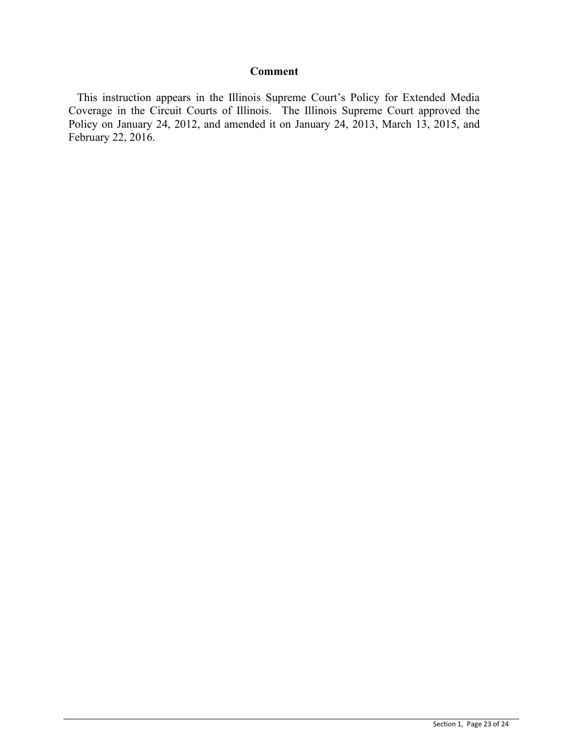## Comment

This instruction appears in the Illinois Supreme Court's Policy for Extended Media Coverage in the Circuit Courts of Illinois. The Illinois Supreme Court approved the Policy on January 24, 2012, and amended it on January 24, 2013, March 13, 2015, and February 22, 2016.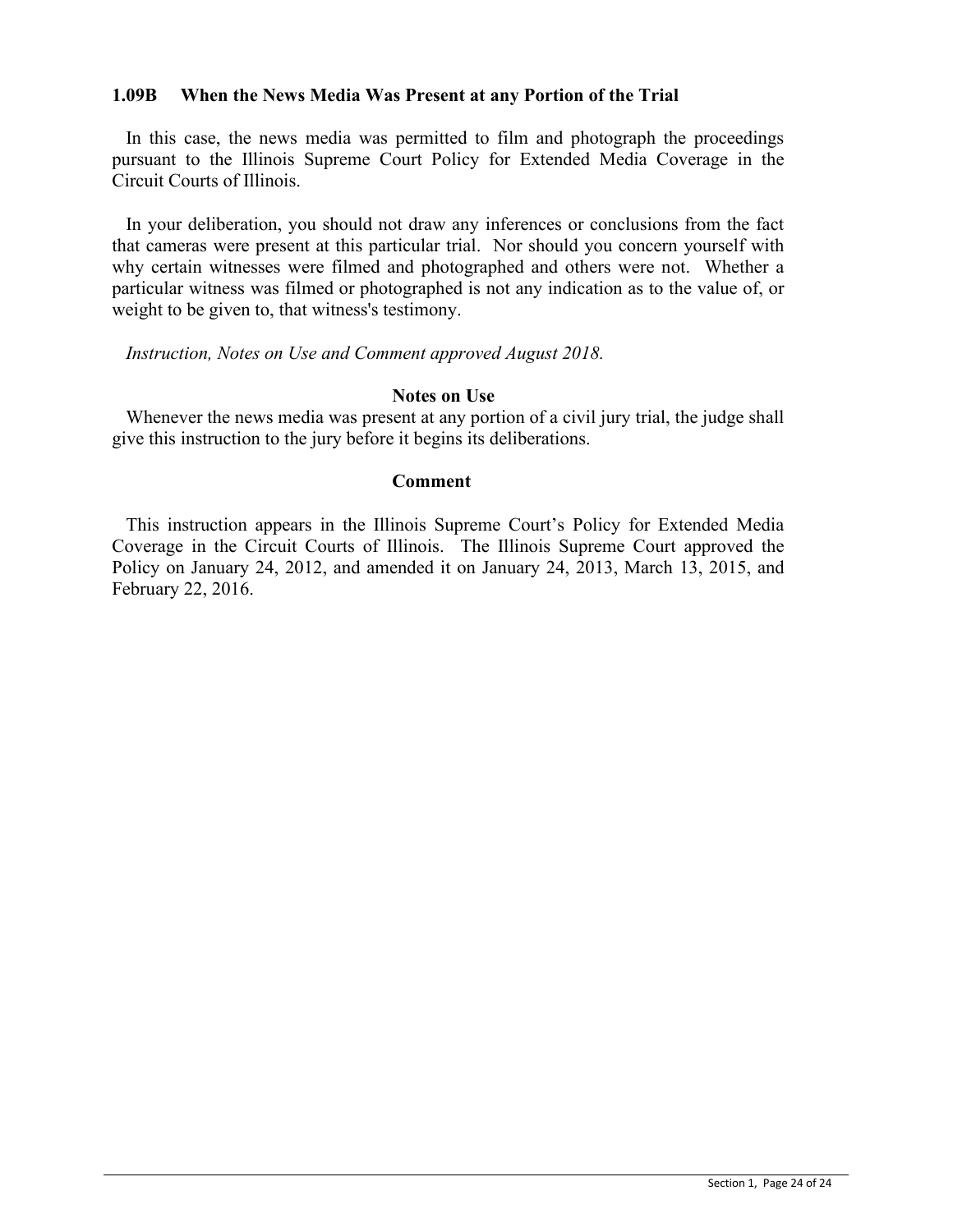### 1.09B When the News Media Was Present at any Portion of the Trial

In this case, the news media was permitted to film and photograph the proceedings pursuant to the Illinois Supreme Court Policy for Extended Media Coverage in the Circuit Courts of Illinois.

In your deliberation, you should not draw any inferences or conclusions from the fact that cameras were present at this particular trial. Nor should you concern yourself with why certain witnesses were filmed and photographed and others were not. Whether a particular witness was filmed or photographed is not any indication as to the value of, or weight to be given to, that witness's testimony.

*Instruction, Notes on Use and Comment approved August 2018.*

**Notes on Use**

Whenever the news media was present at any portion of a civil jury trial, the judge shall give this instruction to the jury before it begins its deliberations.

**Comment**

This instruction appears in the Illinois Supreme Court's Policy for Extended Media Coverage in the Circuit Courts of Illinois. The Illinois Supreme Court approved the Policy on January 24, 2012, and amended it on January 24, 2013, March 13, 2015, and February 22, 2016.